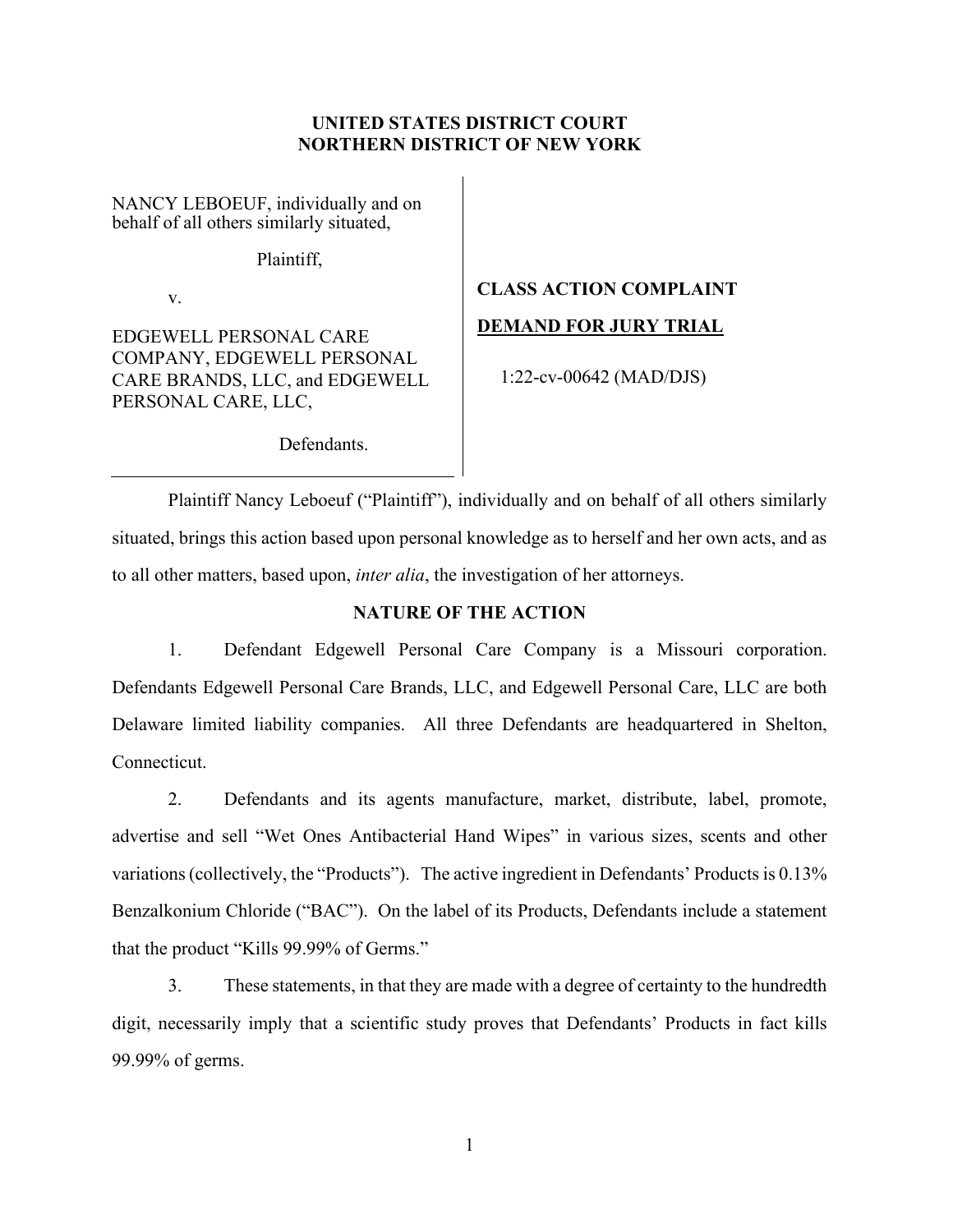**UNITED STATES DISTRICT COURT**
**NORTHERN DISTRICT OF NEW YORK**

NANCY LEBOEUF, individually and on behalf of all others similarly situated,

Plaintiff,

v.

EDGEWELL PERSONAL CARE COMPANY, EDGEWELL PERSONAL CARE BRANDS, LLC, and EDGEWELL PERSONAL CARE, LLC,

Defendants.

**CLASS ACTION COMPLAINT**

**DEMAND FOR JURY TRIAL**

1:22-cv-00642 (MAD/DJS)

Plaintiff Nancy Leboeuf ("Plaintiff"), individually and on behalf of all others similarly situated, brings this action based upon personal knowledge as to herself and her own acts, and as to all other matters, based upon, *inter alia*, the investigation of her attorneys.

## NATURE OF THE ACTION

1. Defendant Edgewell Personal Care Company is a Missouri corporation. Defendants Edgewell Personal Care Brands, LLC, and Edgewell Personal Care, LLC are both Delaware limited liability companies. All three Defendants are headquartered in Shelton, Connecticut.

2. Defendants and its agents manufacture, market, distribute, label, promote, advertise and sell "Wet Ones Antibacterial Hand Wipes" in various sizes, scents and other variations (collectively, the "Products"). The active ingredient in Defendants' Products is 0.13% Benzalkonium Chloride ("BAC"). On the label of its Products, Defendants include a statement that the product "Kills 99.99% of Germs."

3. These statements, in that they are made with a degree of certainty to the hundredth digit, necessarily imply that a scientific study proves that Defendants' Products in fact kills 99.99% of germs.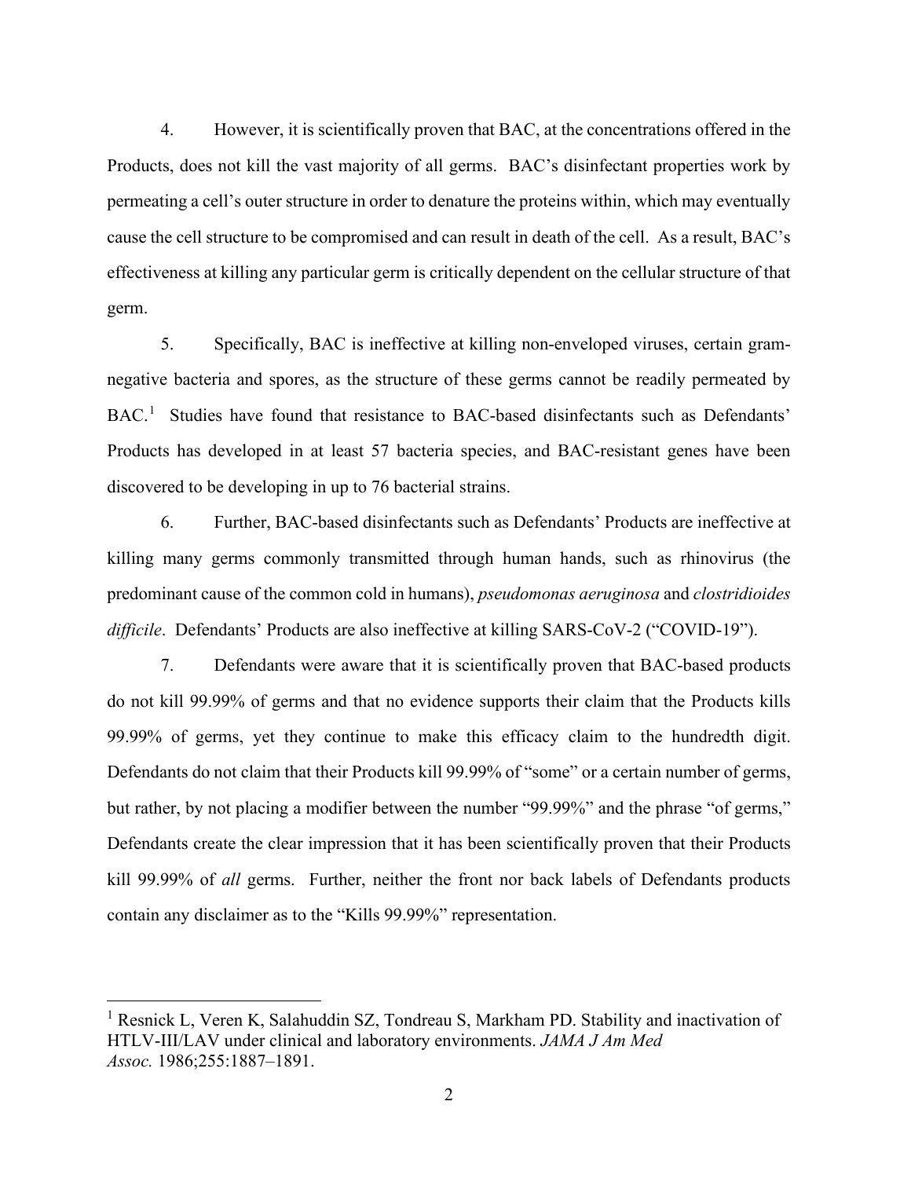4. However, it is scientifically proven that BAC, at the concentrations offered in the Products, does not kill the vast majority of all germs. BAC's disinfectant properties work by permeating a cell's outer structure in order to denature the proteins within, which may eventually cause the cell structure to be compromised and can result in death of the cell. As a result, BAC's effectiveness at killing any particular germ is critically dependent on the cellular structure of that germ.

5. Specifically, BAC is ineffective at killing non-enveloped viruses, certain gram-negative bacteria and spores, as the structure of these germs cannot be readily permeated by BAC.[1] Studies have found that resistance to BAC-based disinfectants such as Defendants' Products has developed in at least 57 bacteria species, and BAC-resistant genes have been discovered to be developing in up to 76 bacterial strains.

6. Further, BAC-based disinfectants such as Defendants' Products are ineffective at killing many germs commonly transmitted through human hands, such as rhinovirus (the predominant cause of the common cold in humans), *pseudomonas aeruginosa* and *clostridioides difficile*. Defendants' Products are also ineffective at killing SARS-CoV-2 ("COVID-19").

7. Defendants were aware that it is scientifically proven that BAC-based products do not kill 99.99% of germs and that no evidence supports their claim that the Products kills 99.99% of germs, yet they continue to make this efficacy claim to the hundredth digit. Defendants do not claim that their Products kill 99.99% of "some" or a certain number of germs, but rather, by not placing a modifier between the number "99.99%" and the phrase "of germs," Defendants create the clear impression that it has been scientifically proven that their Products kill 99.99% of *all* germs. Further, neither the front nor back labels of Defendants products contain any disclaimer as to the "Kills 99.99%" representation.

---

[1] Resnick L, Veren K, Salahuddin SZ, Tondreau S, Markham PD. Stability and inactivation of HTLV-III/LAV under clinical and laboratory environments. *JAMA J Am Med Assoc.* 1986;255:1887–1891.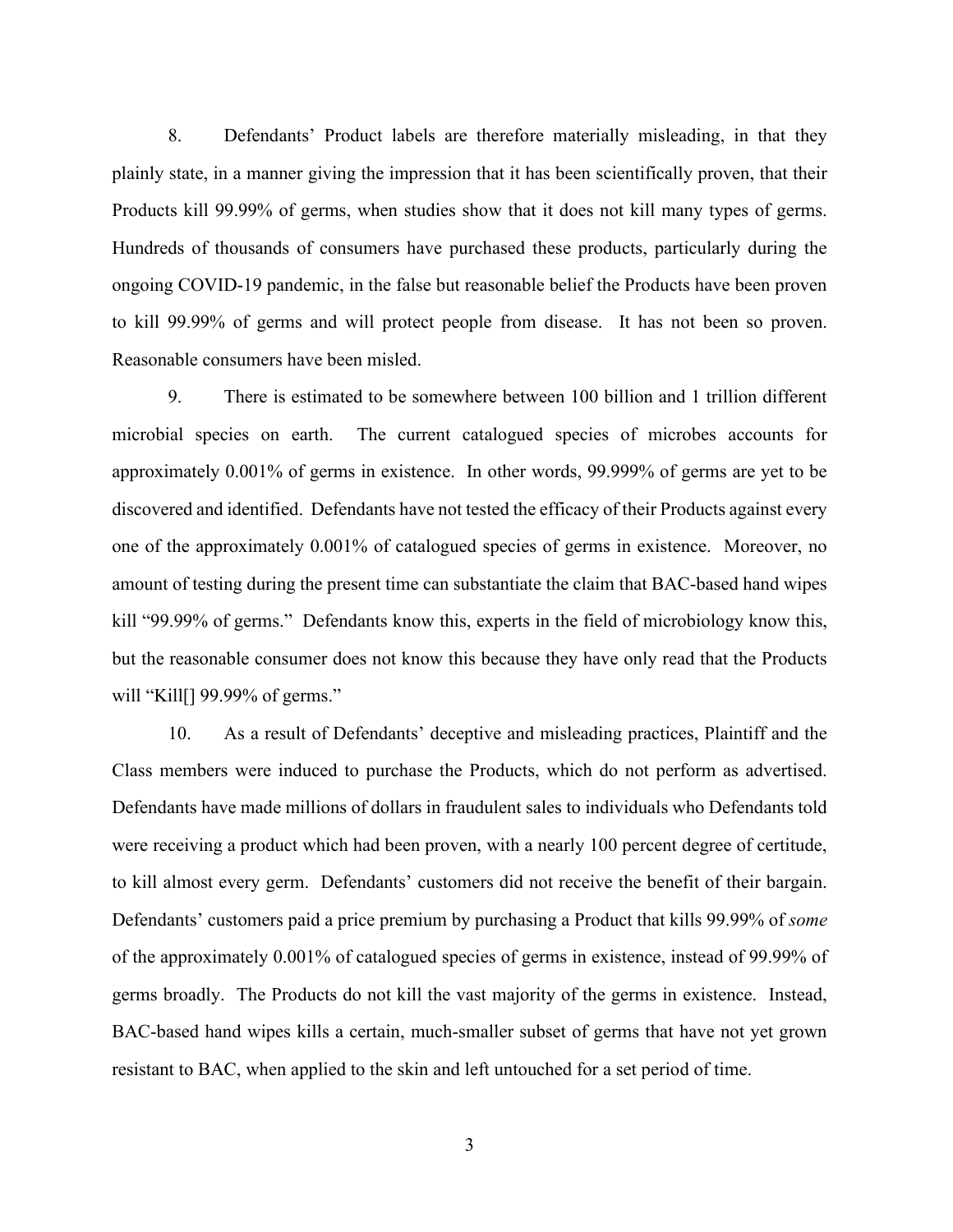8. Defendants' Product labels are therefore materially misleading, in that they plainly state, in a manner giving the impression that it has been scientifically proven, that their Products kill 99.99% of germs, when studies show that it does not kill many types of germs. Hundreds of thousands of consumers have purchased these products, particularly during the ongoing COVID-19 pandemic, in the false but reasonable belief the Products have been proven to kill 99.99% of germs and will protect people from disease. It has not been so proven. Reasonable consumers have been misled.

9. There is estimated to be somewhere between 100 billion and 1 trillion different microbial species on earth. The current catalogued species of microbes accounts for approximately 0.001% of germs in existence. In other words, 99.999% of germs are yet to be discovered and identified. Defendants have not tested the efficacy of their Products against every one of the approximately 0.001% of catalogued species of germs in existence. Moreover, no amount of testing during the present time can substantiate the claim that BAC-based hand wipes kill "99.99% of germs." Defendants know this, experts in the field of microbiology know this, but the reasonable consumer does not know this because they have only read that the Products will "Kill[] 99.99% of germs."

10. As a result of Defendants' deceptive and misleading practices, Plaintiff and the Class members were induced to purchase the Products, which do not perform as advertised. Defendants have made millions of dollars in fraudulent sales to individuals who Defendants told were receiving a product which had been proven, with a nearly 100 percent degree of certitude, to kill almost every germ. Defendants' customers did not receive the benefit of their bargain. Defendants' customers paid a price premium by purchasing a Product that kills 99.99% of *some* of the approximately 0.001% of catalogued species of germs in existence, instead of 99.99% of germs broadly. The Products do not kill the vast majority of the germs in existence. Instead, BAC-based hand wipes kills a certain, much-smaller subset of germs that have not yet grown resistant to BAC, when applied to the skin and left untouched for a set period of time.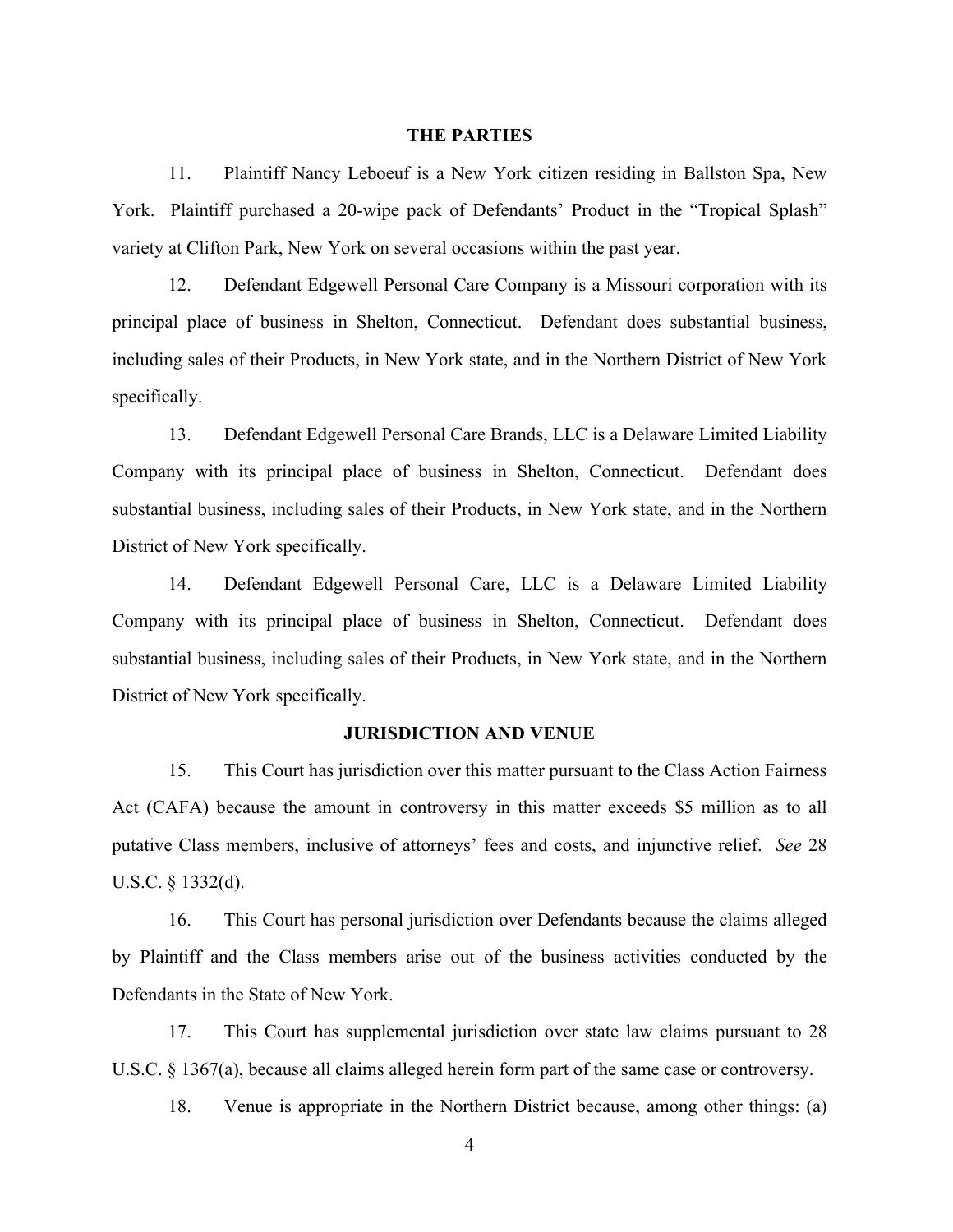## THE PARTIES

11. Plaintiff Nancy Leboeuf is a New York citizen residing in Ballston Spa, New York. Plaintiff purchased a 20-wipe pack of Defendants' Product in the "Tropical Splash" variety at Clifton Park, New York on several occasions within the past year.

12. Defendant Edgewell Personal Care Company is a Missouri corporation with its principal place of business in Shelton, Connecticut. Defendant does substantial business, including sales of their Products, in New York state, and in the Northern District of New York specifically.

13. Defendant Edgewell Personal Care Brands, LLC is a Delaware Limited Liability Company with its principal place of business in Shelton, Connecticut. Defendant does substantial business, including sales of their Products, in New York state, and in the Northern District of New York specifically.

14. Defendant Edgewell Personal Care, LLC is a Delaware Limited Liability Company with its principal place of business in Shelton, Connecticut. Defendant does substantial business, including sales of their Products, in New York state, and in the Northern District of New York specifically.

## JURISDICTION AND VENUE

15. This Court has jurisdiction over this matter pursuant to the Class Action Fairness Act (CAFA) because the amount in controversy in this matter exceeds $5 million as to all putative Class members, inclusive of attorneys' fees and costs, and injunctive relief. *See* 28 U.S.C. § 1332(d).

16. This Court has personal jurisdiction over Defendants because the claims alleged by Plaintiff and the Class members arise out of the business activities conducted by the Defendants in the State of New York.

17. This Court has supplemental jurisdiction over state law claims pursuant to 28 U.S.C. § 1367(a), because all claims alleged herein form part of the same case or controversy.

18. Venue is appropriate in the Northern District because, among other things: (a)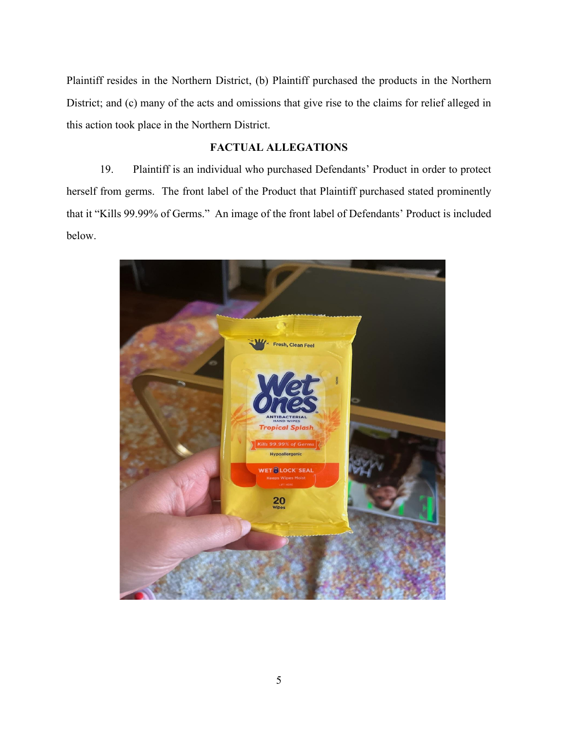Plaintiff resides in the Northern District, (b) Plaintiff purchased the products in the Northern District; and (c) many of the acts and omissions that give rise to the claims for relief alleged in this action took place in the Northern District.

## FACTUAL ALLEGATIONS

19. Plaintiff is an individual who purchased Defendants' Product in order to protect herself from germs. The front label of the Product that Plaintiff purchased stated prominently that it "Kills 99.99% of Germs." An image of the front label of Defendants' Product is included below.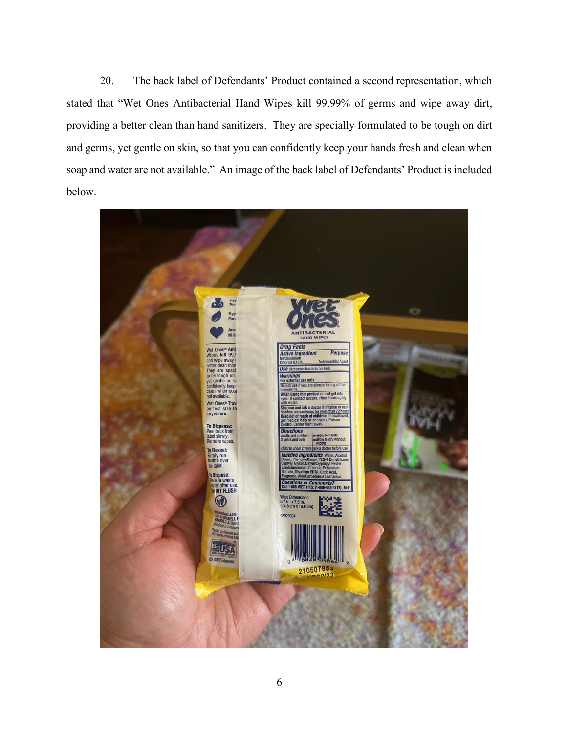20. The back label of Defendants' Product contained a second representation, which stated that "Wet Ones Antibacterial Hand Wipes kill 99.99% of germs and wipe away dirt, providing a better clean than hand sanitizers. They are specially formulated to be tough on dirt and germs, yet gentle on skin, so that you can confidently keep your hands fresh and clean when soap and water are not available." An image of the back label of Defendants' Product is included below.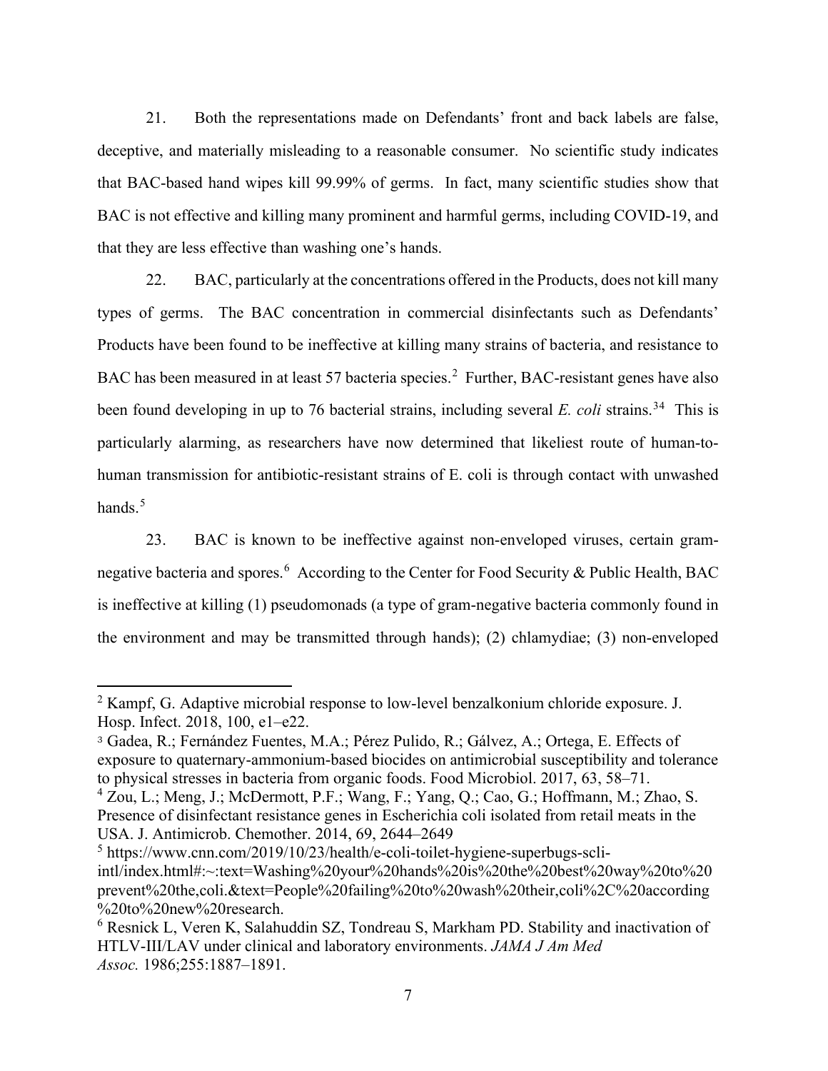21. Both the representations made on Defendants' front and back labels are false, deceptive, and materially misleading to a reasonable consumer. No scientific study indicates that BAC-based hand wipes kill 99.99% of germs. In fact, many scientific studies show that BAC is not effective and killing many prominent and harmful germs, including COVID-19, and that they are less effective than washing one's hands.

22. BAC, particularly at the concentrations offered in the Products, does not kill many types of germs. The BAC concentration in commercial disinfectants such as Defendants' Products have been found to be ineffective at killing many strains of bacteria, and resistance to BAC has been measured in at least 57 bacteria species.[2] Further, BAC-resistant genes have also been found developing in up to 76 bacterial strains, including several *E. coli* strains.[3][4] This is particularly alarming, as researchers have now determined that likeliest route of human-to-human transmission for antibiotic-resistant strains of E. coli is through contact with unwashed hands.[5]

23. BAC is known to be ineffective against non-enveloped viruses, certain gram-negative bacteria and spores.[6] According to the Center for Food Security & Public Health, BAC is ineffective at killing (1) pseudomonads (a type of gram-negative bacteria commonly found in the environment and may be transmitted through hands); (2) chlamydiae; (3) non-enveloped

---

[2] Kampf, G. Adaptive microbial response to low-level benzalkonium chloride exposure. J. Hosp. Infect. 2018, 100, e1–e22.

[3] Gadea, R.; Fernández Fuentes, M.A.; Pérez Pulido, R.; Gálvez, A.; Ortega, E. Effects of exposure to quaternary-ammonium-based biocides on antimicrobial susceptibility and tolerance to physical stresses in bacteria from organic foods. Food Microbiol. 2017, 63, 58–71.

[4] Zou, L.; Meng, J.; McDermott, P.F.; Wang, F.; Yang, Q.; Cao, G.; Hoffmann, M.; Zhao, S. Presence of disinfectant resistance genes in Escherichia coli isolated from retail meats in the USA. J. Antimicrob. Chemother. 2014, 69, 2644–2649

[5] https://www.cnn.com/2019/10/23/health/e-coli-toilet-hygiene-superbugs-scli-intl/index.html#:~:text=Washing%20your%20hands%20is%20the%20best%20way%20to%20prevent%20the,coli.&text=People%20failing%20to%20wash%20their,coli%2C%20according%20to%20new%20research.

[6] Resnick L, Veren K, Salahuddin SZ, Tondreau S, Markham PD. Stability and inactivation of HTLV-III/LAV under clinical and laboratory environments. *JAMA J Am Med Assoc.* 1986;255:1887–1891.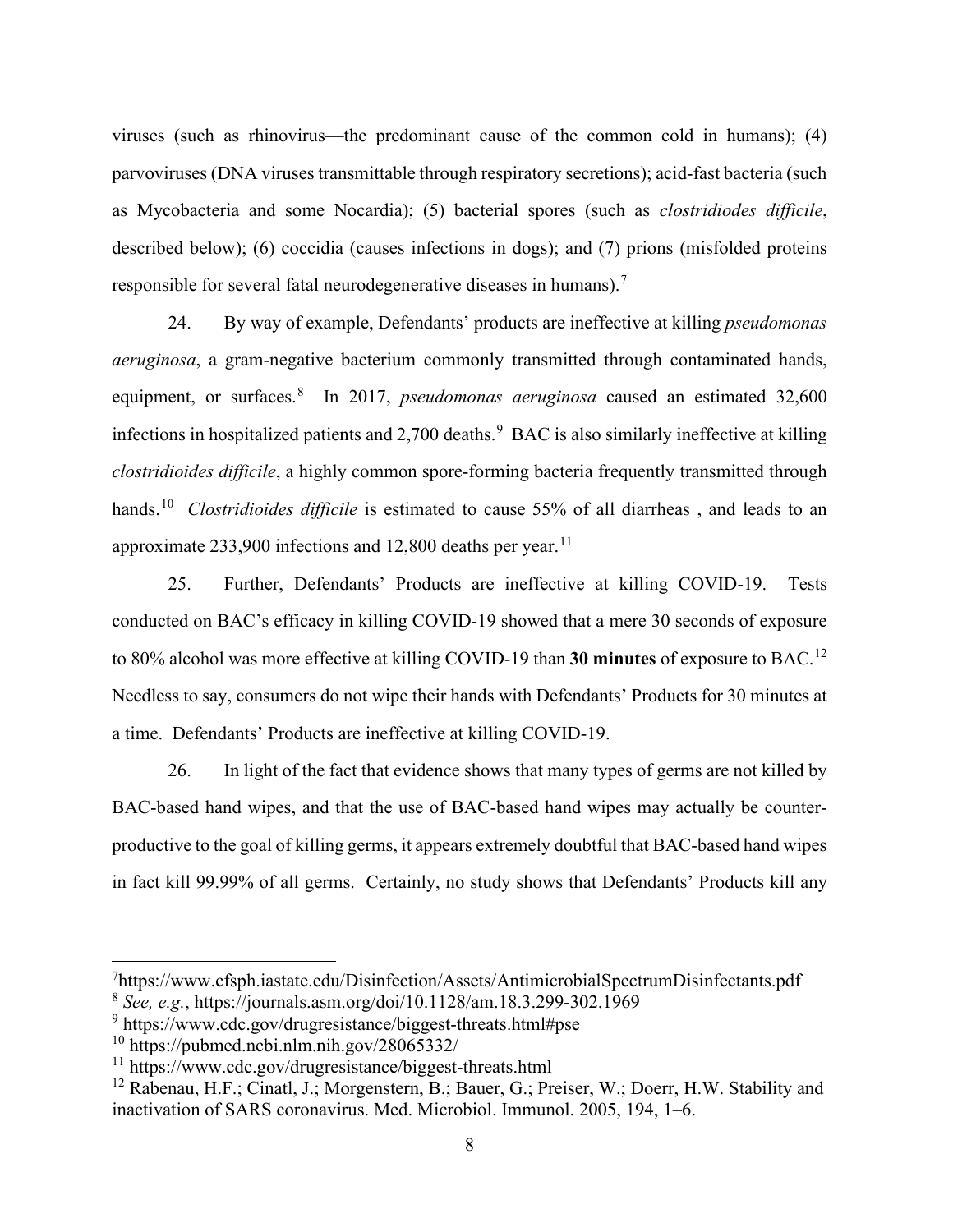viruses (such as rhinovirus—the predominant cause of the common cold in humans); (4) parvoviruses (DNA viruses transmittable through respiratory secretions); acid-fast bacteria (such as Mycobacteria and some Nocardia); (5) bacterial spores (such as *clostridiodes difficile*, described below); (6) coccidia (causes infections in dogs); and (7) prions (misfolded proteins responsible for several fatal neurodegenerative diseases in humans).[7]

24. By way of example, Defendants' products are ineffective at killing *pseudomonas aeruginosa*, a gram-negative bacterium commonly transmitted through contaminated hands, equipment, or surfaces.[8] In 2017, *pseudomonas aeruginosa* caused an estimated 32,600 infections in hospitalized patients and 2,700 deaths.[9] BAC is also similarly ineffective at killing *clostridioides difficile*, a highly common spore-forming bacteria frequently transmitted through hands.[10] *Clostridioides difficile* is estimated to cause 55% of all diarrheas , and leads to an approximate 233,900 infections and 12,800 deaths per year.[11]

25. Further, Defendants' Products are ineffective at killing COVID-19. Tests conducted on BAC's efficacy in killing COVID-19 showed that a mere 30 seconds of exposure to 80% alcohol was more effective at killing COVID-19 than **30 minutes** of exposure to BAC.[12] Needless to say, consumers do not wipe their hands with Defendants' Products for 30 minutes at a time. Defendants' Products are ineffective at killing COVID-19.

26. In light of the fact that evidence shows that many types of germs are not killed by BAC-based hand wipes, and that the use of BAC-based hand wipes may actually be counter-productive to the goal of killing germs, it appears extremely doubtful that BAC-based hand wipes in fact kill 99.99% of all germs. Certainly, no study shows that Defendants' Products kill any

---

[7] https://www.cfsph.iastate.edu/Disinfection/Assets/AntimicrobialSpectrumDisinfectants.pdf

[8] *See, e.g.*, https://journals.asm.org/doi/10.1128/am.18.3.299-302.1969

[9] https://www.cdc.gov/drugresistance/biggest-threats.html#pse

[10] https://pubmed.ncbi.nlm.nih.gov/28065332/

[11] https://www.cdc.gov/drugresistance/biggest-threats.html

[12] Rabenau, H.F.; Cinatl, J.; Morgenstern, B.; Bauer, G.; Preiser, W.; Doerr, H.W. Stability and inactivation of SARS coronavirus. Med. Microbiol. Immunol. 2005, 194, 1–6.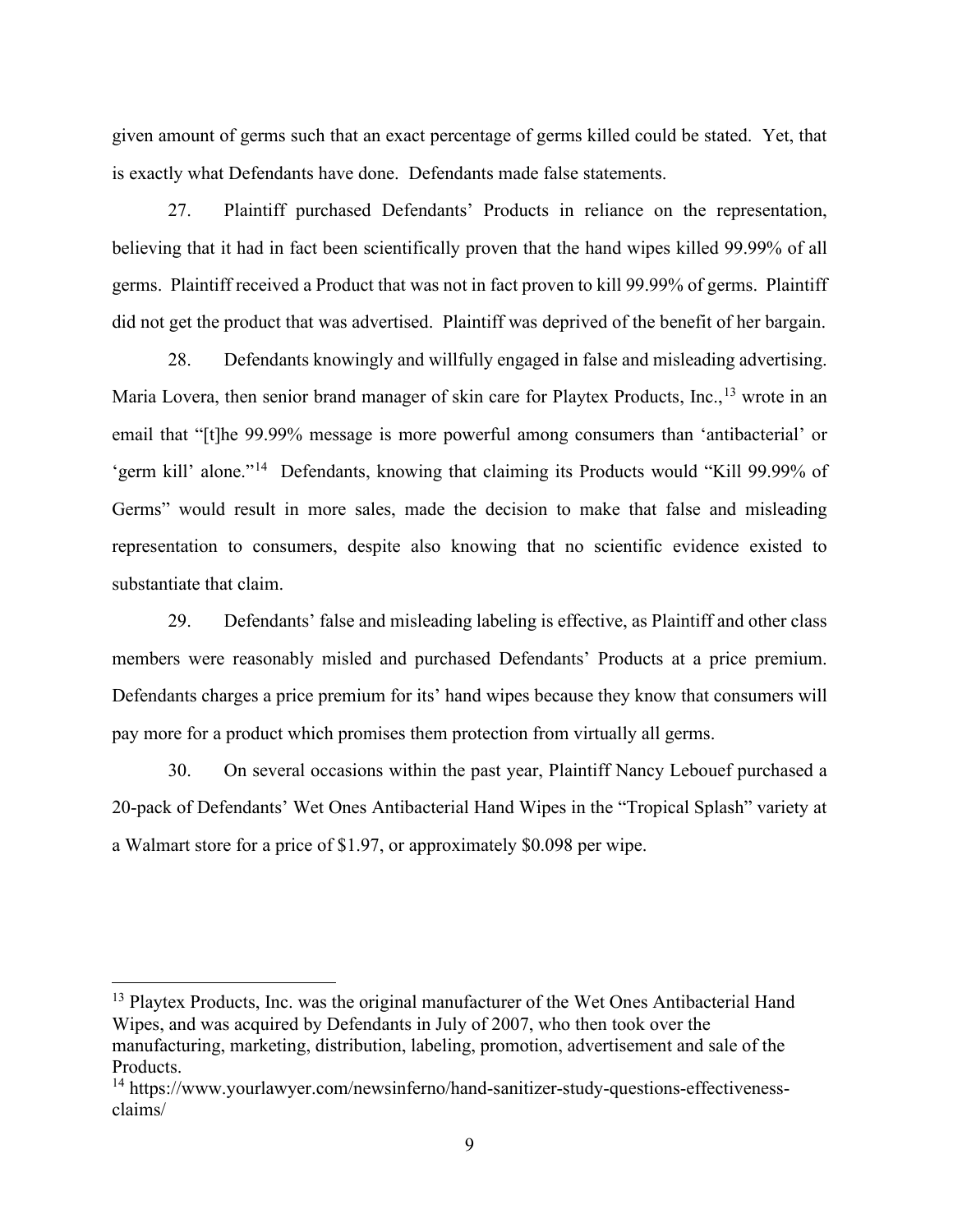given amount of germs such that an exact percentage of germs killed could be stated. Yet, that is exactly what Defendants have done. Defendants made false statements.

27. Plaintiff purchased Defendants' Products in reliance on the representation, believing that it had in fact been scientifically proven that the hand wipes killed 99.99% of all germs. Plaintiff received a Product that was not in fact proven to kill 99.99% of germs. Plaintiff did not get the product that was advertised. Plaintiff was deprived of the benefit of her bargain.

28. Defendants knowingly and willfully engaged in false and misleading advertising. Maria Lovera, then senior brand manager of skin care for Playtex Products, Inc.,[13] wrote in an email that "[t]he 99.99% message is more powerful among consumers than 'antibacterial' or 'germ kill' alone."[14] Defendants, knowing that claiming its Products would "Kill 99.99% of Germs" would result in more sales, made the decision to make that false and misleading representation to consumers, despite also knowing that no scientific evidence existed to substantiate that claim.

29. Defendants' false and misleading labeling is effective, as Plaintiff and other class members were reasonably misled and purchased Defendants' Products at a price premium. Defendants charges a price premium for its' hand wipes because they know that consumers will pay more for a product which promises them protection from virtually all germs.

30. On several occasions within the past year, Plaintiff Nancy Lebouef purchased a 20-pack of Defendants' Wet Ones Antibacterial Hand Wipes in the "Tropical Splash" variety at a Walmart store for a price of $1.97, or approximately $0.098 per wipe.

---

[13] Playtex Products, Inc. was the original manufacturer of the Wet Ones Antibacterial Hand Wipes, and was acquired by Defendants in July of 2007, who then took over the manufacturing, marketing, distribution, labeling, promotion, advertisement and sale of the Products.

[14] https://www.yourlawyer.com/newsinferno/hand-sanitizer-study-questions-effectiveness-claims/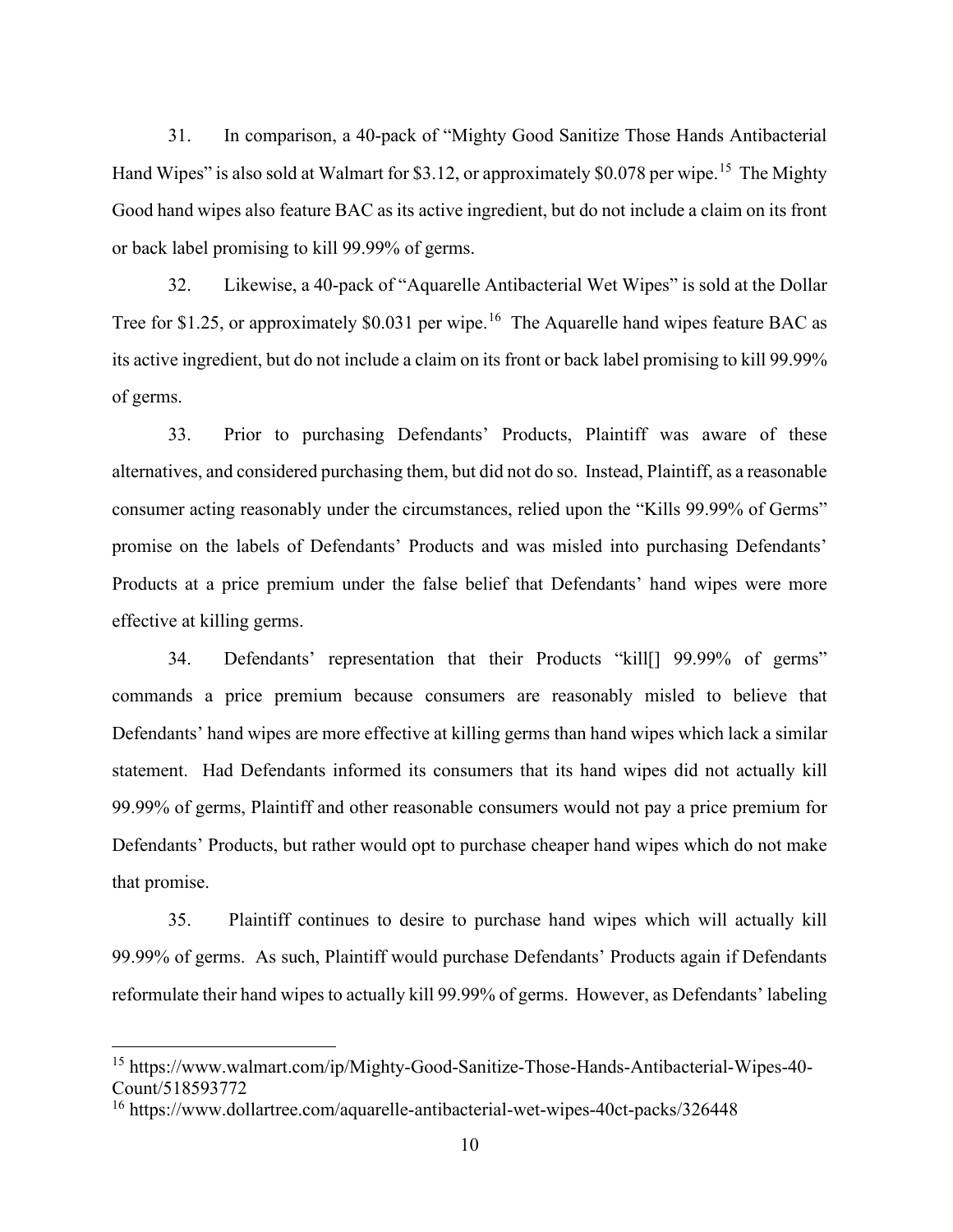31. In comparison, a 40-pack of "Mighty Good Sanitize Those Hands Antibacterial Hand Wipes" is also sold at Walmart for $3.12, or approximately $0.078 per wipe.[15] The Mighty Good hand wipes also feature BAC as its active ingredient, but do not include a claim on its front or back label promising to kill 99.99% of germs.

32. Likewise, a 40-pack of "Aquarelle Antibacterial Wet Wipes" is sold at the Dollar Tree for $1.25, or approximately $0.031 per wipe.[16] The Aquarelle hand wipes feature BAC as its active ingredient, but do not include a claim on its front or back label promising to kill 99.99% of germs.

33. Prior to purchasing Defendants' Products, Plaintiff was aware of these alternatives, and considered purchasing them, but did not do so. Instead, Plaintiff, as a reasonable consumer acting reasonably under the circumstances, relied upon the "Kills 99.99% of Germs" promise on the labels of Defendants' Products and was misled into purchasing Defendants' Products at a price premium under the false belief that Defendants' hand wipes were more effective at killing germs.

34. Defendants' representation that their Products "kill[] 99.99% of germs" commands a price premium because consumers are reasonably misled to believe that Defendants' hand wipes are more effective at killing germs than hand wipes which lack a similar statement. Had Defendants informed its consumers that its hand wipes did not actually kill 99.99% of germs, Plaintiff and other reasonable consumers would not pay a price premium for Defendants' Products, but rather would opt to purchase cheaper hand wipes which do not make that promise.

35. Plaintiff continues to desire to purchase hand wipes which will actually kill 99.99% of germs. As such, Plaintiff would purchase Defendants' Products again if Defendants reformulate their hand wipes to actually kill 99.99% of germs. However, as Defendants' labeling

---

[15] https://www.walmart.com/ip/Mighty-Good-Sanitize-Those-Hands-Antibacterial-Wipes-40-Count/518593772

[16] https://www.dollartree.com/aquarelle-antibacterial-wet-wipes-40ct-packs/326448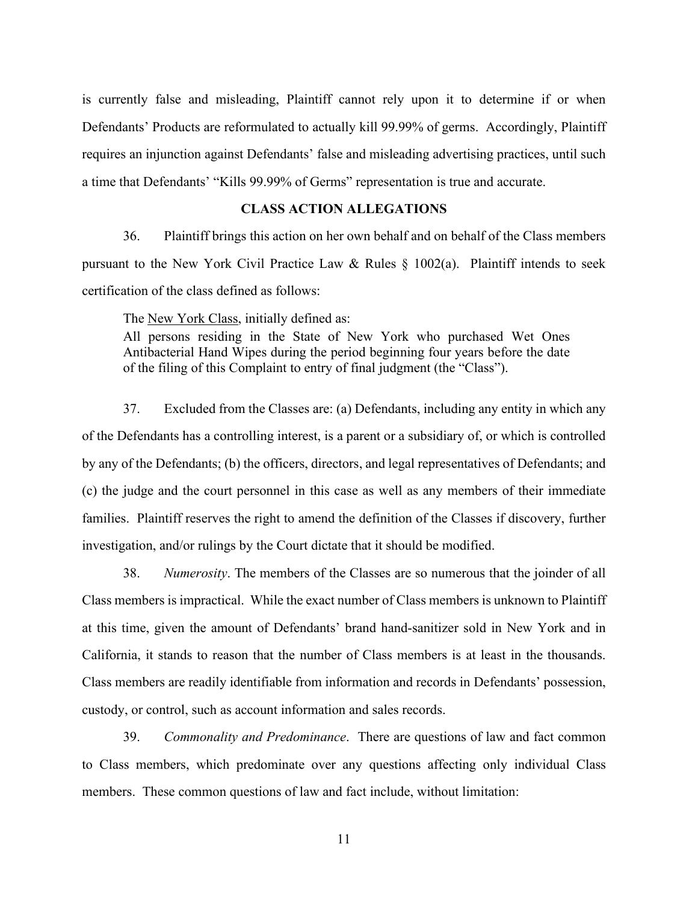is currently false and misleading, Plaintiff cannot rely upon it to determine if or when Defendants' Products are reformulated to actually kill 99.99% of germs. Accordingly, Plaintiff requires an injunction against Defendants' false and misleading advertising practices, until such a time that Defendants' "Kills 99.99% of Germs" representation is true and accurate.

## CLASS ACTION ALLEGATIONS

36. Plaintiff brings this action on her own behalf and on behalf of the Class members pursuant to the New York Civil Practice Law & Rules § 1002(a). Plaintiff intends to seek certification of the class defined as follows:

> The New York Class, initially defined as:
> All persons residing in the State of New York who purchased Wet Ones Antibacterial Hand Wipes during the period beginning four years before the date of the filing of this Complaint to entry of final judgment (the "Class").

37. Excluded from the Classes are: (a) Defendants, including any entity in which any of the Defendants has a controlling interest, is a parent or a subsidiary of, or which is controlled by any of the Defendants; (b) the officers, directors, and legal representatives of Defendants; and (c) the judge and the court personnel in this case as well as any members of their immediate families. Plaintiff reserves the right to amend the definition of the Classes if discovery, further investigation, and/or rulings by the Court dictate that it should be modified.

38. *Numerosity*. The members of the Classes are so numerous that the joinder of all Class members is impractical. While the exact number of Class members is unknown to Plaintiff at this time, given the amount of Defendants' brand hand-sanitizer sold in New York and in California, it stands to reason that the number of Class members is at least in the thousands. Class members are readily identifiable from information and records in Defendants' possession, custody, or control, such as account information and sales records.

39. *Commonality and Predominance*. There are questions of law and fact common to Class members, which predominate over any questions affecting only individual Class members. These common questions of law and fact include, without limitation: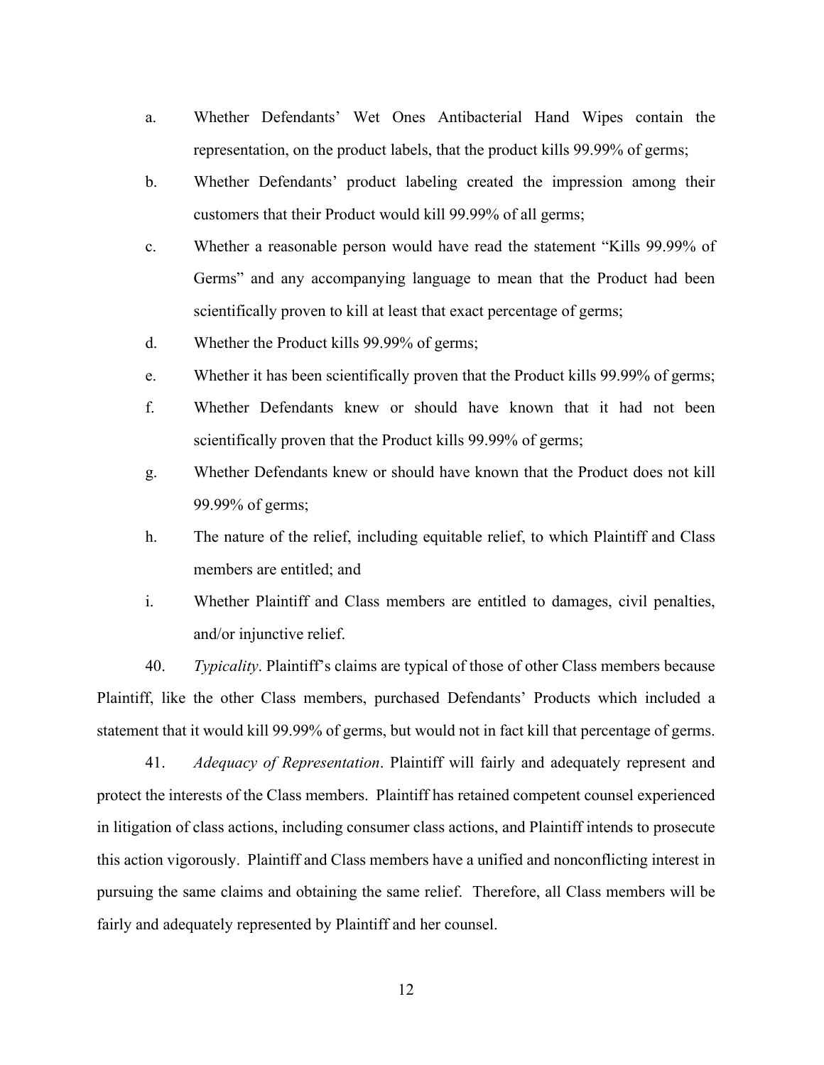a. Whether Defendants' Wet Ones Antibacterial Hand Wipes contain the representation, on the product labels, that the product kills 99.99% of germs;

b. Whether Defendants' product labeling created the impression among their customers that their Product would kill 99.99% of all germs;

c. Whether a reasonable person would have read the statement "Kills 99.99% of Germs" and any accompanying language to mean that the Product had been scientifically proven to kill at least that exact percentage of germs;

d. Whether the Product kills 99.99% of germs;

e. Whether it has been scientifically proven that the Product kills 99.99% of germs;

f. Whether Defendants knew or should have known that it had not been scientifically proven that the Product kills 99.99% of germs;

g. Whether Defendants knew or should have known that the Product does not kill 99.99% of germs;

h. The nature of the relief, including equitable relief, to which Plaintiff and Class members are entitled; and

i. Whether Plaintiff and Class members are entitled to damages, civil penalties, and/or injunctive relief.

40. *Typicality*. Plaintiff's claims are typical of those of other Class members because Plaintiff, like the other Class members, purchased Defendants' Products which included a statement that it would kill 99.99% of germs, but would not in fact kill that percentage of germs.

41. *Adequacy of Representation*. Plaintiff will fairly and adequately represent and protect the interests of the Class members. Plaintiff has retained competent counsel experienced in litigation of class actions, including consumer class actions, and Plaintiff intends to prosecute this action vigorously. Plaintiff and Class members have a unified and nonconflicting interest in pursuing the same claims and obtaining the same relief. Therefore, all Class members will be fairly and adequately represented by Plaintiff and her counsel.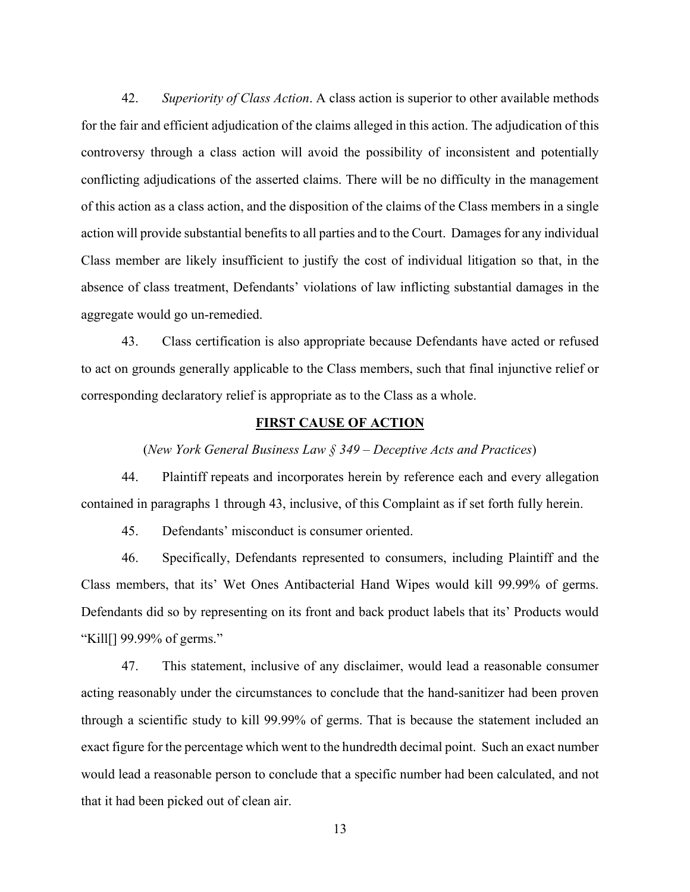42. *Superiority of Class Action*. A class action is superior to other available methods for the fair and efficient adjudication of the claims alleged in this action. The adjudication of this controversy through a class action will avoid the possibility of inconsistent and potentially conflicting adjudications of the asserted claims. There will be no difficulty in the management of this action as a class action, and the disposition of the claims of the Class members in a single action will provide substantial benefits to all parties and to the Court. Damages for any individual Class member are likely insufficient to justify the cost of individual litigation so that, in the absence of class treatment, Defendants' violations of law inflicting substantial damages in the aggregate would go un-remedied.

43. Class certification is also appropriate because Defendants have acted or refused to act on grounds generally applicable to the Class members, such that final injunctive relief or corresponding declaratory relief is appropriate as to the Class as a whole.

**FIRST CAUSE OF ACTION**

(*New York General Business Law § 349 – Deceptive Acts and Practices*)

44. Plaintiff repeats and incorporates herein by reference each and every allegation contained in paragraphs 1 through 43, inclusive, of this Complaint as if set forth fully herein.

45. Defendants' misconduct is consumer oriented.

46. Specifically, Defendants represented to consumers, including Plaintiff and the Class members, that its' Wet Ones Antibacterial Hand Wipes would kill 99.99% of germs. Defendants did so by representing on its front and back product labels that its' Products would "Kill[] 99.99% of germs."

47. This statement, inclusive of any disclaimer, would lead a reasonable consumer acting reasonably under the circumstances to conclude that the hand-sanitizer had been proven through a scientific study to kill 99.99% of germs. That is because the statement included an exact figure for the percentage which went to the hundredth decimal point. Such an exact number would lead a reasonable person to conclude that a specific number had been calculated, and not that it had been picked out of clean air.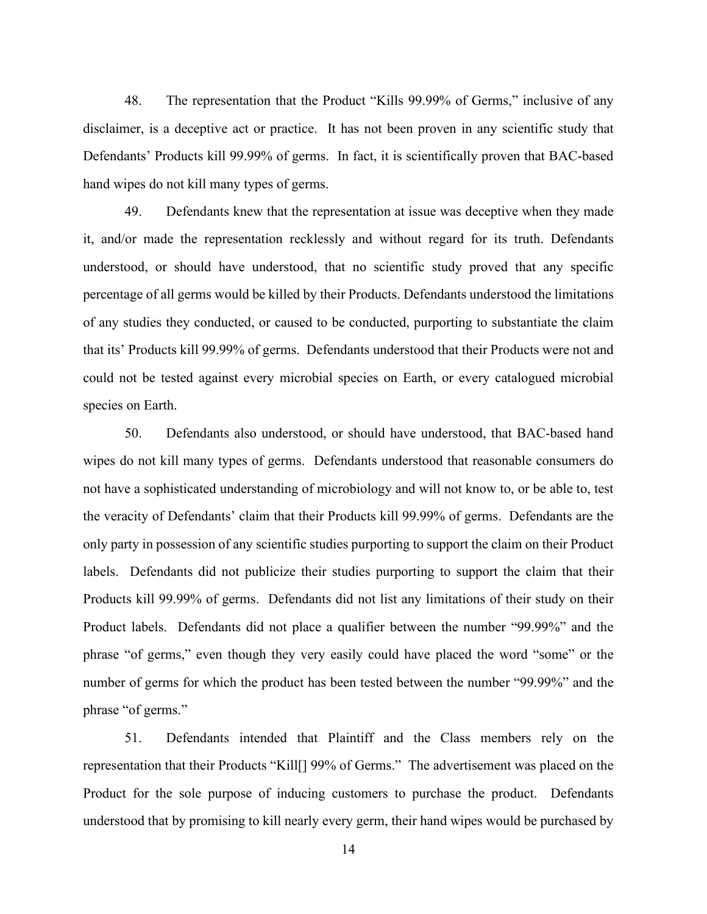48. The representation that the Product "Kills 99.99% of Germs," inclusive of any disclaimer, is a deceptive act or practice. It has not been proven in any scientific study that Defendants' Products kill 99.99% of germs. In fact, it is scientifically proven that BAC-based hand wipes do not kill many types of germs.

49. Defendants knew that the representation at issue was deceptive when they made it, and/or made the representation recklessly and without regard for its truth. Defendants understood, or should have understood, that no scientific study proved that any specific percentage of all germs would be killed by their Products. Defendants understood the limitations of any studies they conducted, or caused to be conducted, purporting to substantiate the claim that its' Products kill 99.99% of germs. Defendants understood that their Products were not and could not be tested against every microbial species on Earth, or every catalogued microbial species on Earth.

50. Defendants also understood, or should have understood, that BAC-based hand wipes do not kill many types of germs. Defendants understood that reasonable consumers do not have a sophisticated understanding of microbiology and will not know to, or be able to, test the veracity of Defendants' claim that their Products kill 99.99% of germs. Defendants are the only party in possession of any scientific studies purporting to support the claim on their Product labels. Defendants did not publicize their studies purporting to support the claim that their Products kill 99.99% of germs. Defendants did not list any limitations of their study on their Product labels. Defendants did not place a qualifier between the number "99.99%" and the phrase "of germs," even though they very easily could have placed the word "some" or the number of germs for which the product has been tested between the number "99.99%" and the phrase "of germs."

51. Defendants intended that Plaintiff and the Class members rely on the representation that their Products "Kill[] 99% of Germs." The advertisement was placed on the Product for the sole purpose of inducing customers to purchase the product. Defendants understood that by promising to kill nearly every germ, their hand wipes would be purchased by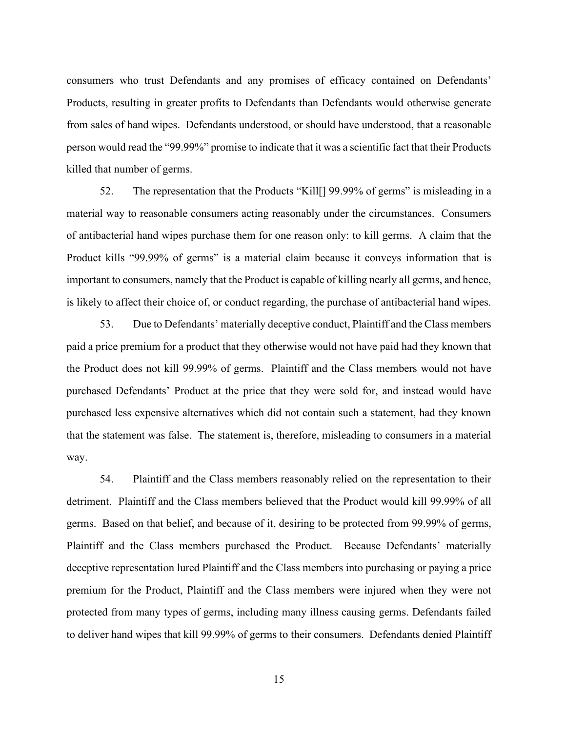consumers who trust Defendants and any promises of efficacy contained on Defendants' Products, resulting in greater profits to Defendants than Defendants would otherwise generate from sales of hand wipes. Defendants understood, or should have understood, that a reasonable person would read the "99.99%" promise to indicate that it was a scientific fact that their Products killed that number of germs.

52. The representation that the Products "Kill[] 99.99% of germs" is misleading in a material way to reasonable consumers acting reasonably under the circumstances. Consumers of antibacterial hand wipes purchase them for one reason only: to kill germs. A claim that the Product kills "99.99% of germs" is a material claim because it conveys information that is important to consumers, namely that the Product is capable of killing nearly all germs, and hence, is likely to affect their choice of, or conduct regarding, the purchase of antibacterial hand wipes.

53. Due to Defendants' materially deceptive conduct, Plaintiff and the Class members paid a price premium for a product that they otherwise would not have paid had they known that the Product does not kill 99.99% of germs. Plaintiff and the Class members would not have purchased Defendants' Product at the price that they were sold for, and instead would have purchased less expensive alternatives which did not contain such a statement, had they known that the statement was false. The statement is, therefore, misleading to consumers in a material way.

54. Plaintiff and the Class members reasonably relied on the representation to their detriment. Plaintiff and the Class members believed that the Product would kill 99.99% of all germs. Based on that belief, and because of it, desiring to be protected from 99.99% of germs, Plaintiff and the Class members purchased the Product. Because Defendants' materially deceptive representation lured Plaintiff and the Class members into purchasing or paying a price premium for the Product, Plaintiff and the Class members were injured when they were not protected from many types of germs, including many illness causing germs. Defendants failed to deliver hand wipes that kill 99.99% of germs to their consumers. Defendants denied Plaintiff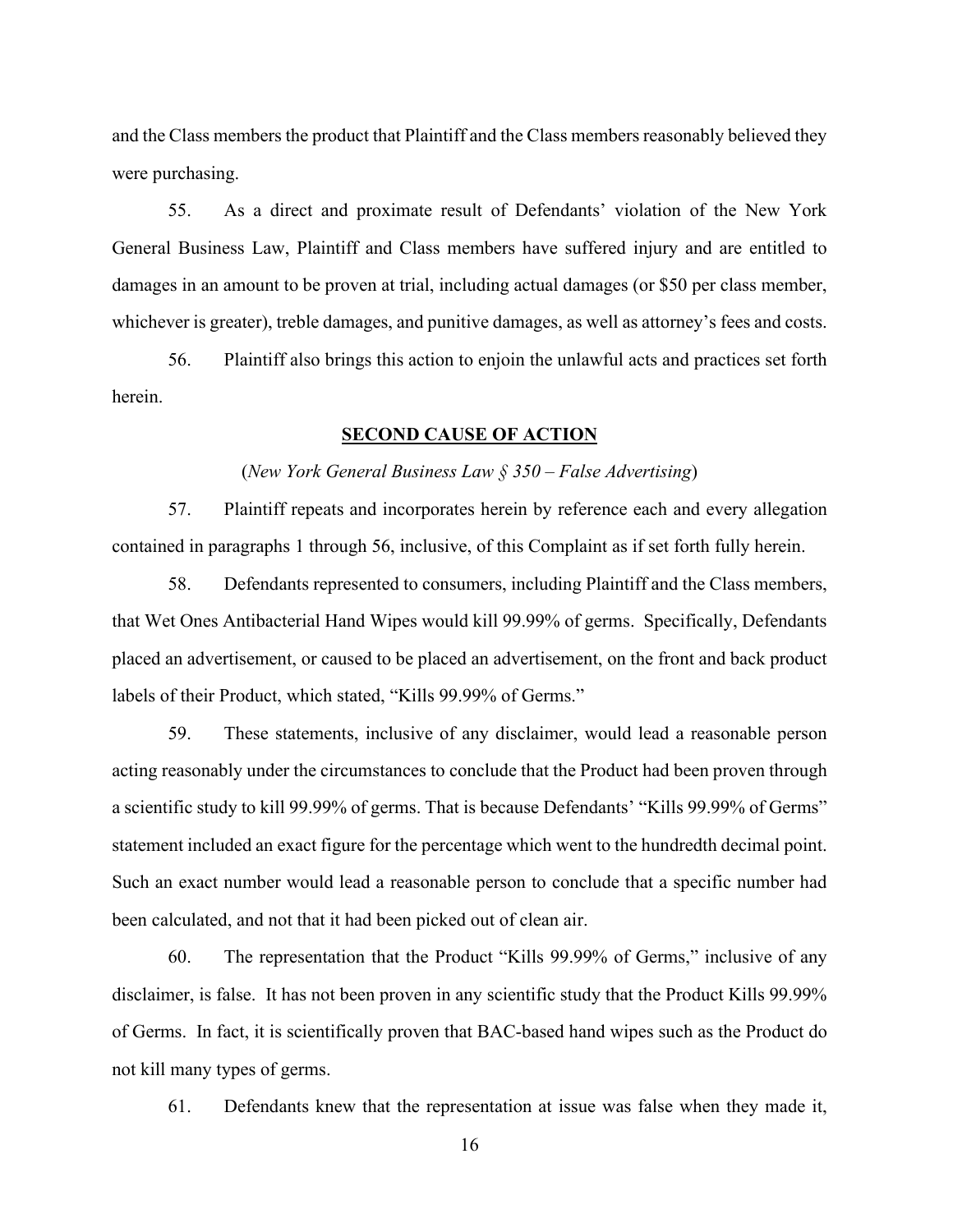and the Class members the product that Plaintiff and the Class members reasonably believed they were purchasing.

55. As a direct and proximate result of Defendants' violation of the New York General Business Law, Plaintiff and Class members have suffered injury and are entitled to damages in an amount to be proven at trial, including actual damages (or $50 per class member, whichever is greater), treble damages, and punitive damages, as well as attorney's fees and costs.

56. Plaintiff also brings this action to enjoin the unlawful acts and practices set forth herein.

## **SECOND CAUSE OF ACTION**

(*New York General Business Law § 350 – False Advertising*)

57. Plaintiff repeats and incorporates herein by reference each and every allegation contained in paragraphs 1 through 56, inclusive, of this Complaint as if set forth fully herein.

58. Defendants represented to consumers, including Plaintiff and the Class members, that Wet Ones Antibacterial Hand Wipes would kill 99.99% of germs. Specifically, Defendants placed an advertisement, or caused to be placed an advertisement, on the front and back product labels of their Product, which stated, "Kills 99.99% of Germs."

59. These statements, inclusive of any disclaimer, would lead a reasonable person acting reasonably under the circumstances to conclude that the Product had been proven through a scientific study to kill 99.99% of germs. That is because Defendants' "Kills 99.99% of Germs" statement included an exact figure for the percentage which went to the hundredth decimal point. Such an exact number would lead a reasonable person to conclude that a specific number had been calculated, and not that it had been picked out of clean air.

60. The representation that the Product "Kills 99.99% of Germs," inclusive of any disclaimer, is false. It has not been proven in any scientific study that the Product Kills 99.99% of Germs. In fact, it is scientifically proven that BAC-based hand wipes such as the Product do not kill many types of germs.

61. Defendants knew that the representation at issue was false when they made it,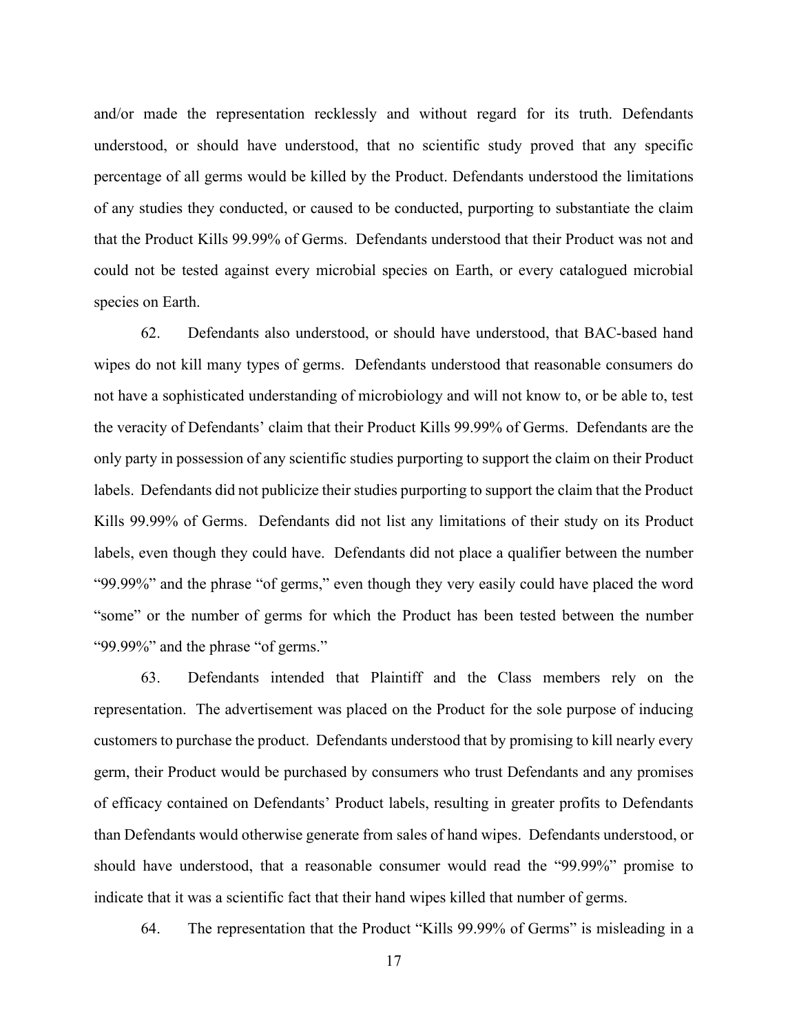and/or made the representation recklessly and without regard for its truth. Defendants understood, or should have understood, that no scientific study proved that any specific percentage of all germs would be killed by the Product. Defendants understood the limitations of any studies they conducted, or caused to be conducted, purporting to substantiate the claim that the Product Kills 99.99% of Germs. Defendants understood that their Product was not and could not be tested against every microbial species on Earth, or every catalogued microbial species on Earth.

62. Defendants also understood, or should have understood, that BAC-based hand wipes do not kill many types of germs. Defendants understood that reasonable consumers do not have a sophisticated understanding of microbiology and will not know to, or be able to, test the veracity of Defendants' claim that their Product Kills 99.99% of Germs. Defendants are the only party in possession of any scientific studies purporting to support the claim on their Product labels. Defendants did not publicize their studies purporting to support the claim that the Product Kills 99.99% of Germs. Defendants did not list any limitations of their study on its Product labels, even though they could have. Defendants did not place a qualifier between the number "99.99%" and the phrase "of germs," even though they very easily could have placed the word "some" or the number of germs for which the Product has been tested between the number "99.99%" and the phrase "of germs."

63. Defendants intended that Plaintiff and the Class members rely on the representation. The advertisement was placed on the Product for the sole purpose of inducing customers to purchase the product. Defendants understood that by promising to kill nearly every germ, their Product would be purchased by consumers who trust Defendants and any promises of efficacy contained on Defendants' Product labels, resulting in greater profits to Defendants than Defendants would otherwise generate from sales of hand wipes. Defendants understood, or should have understood, that a reasonable consumer would read the "99.99%" promise to indicate that it was a scientific fact that their hand wipes killed that number of germs.

64. The representation that the Product "Kills 99.99% of Germs" is misleading in a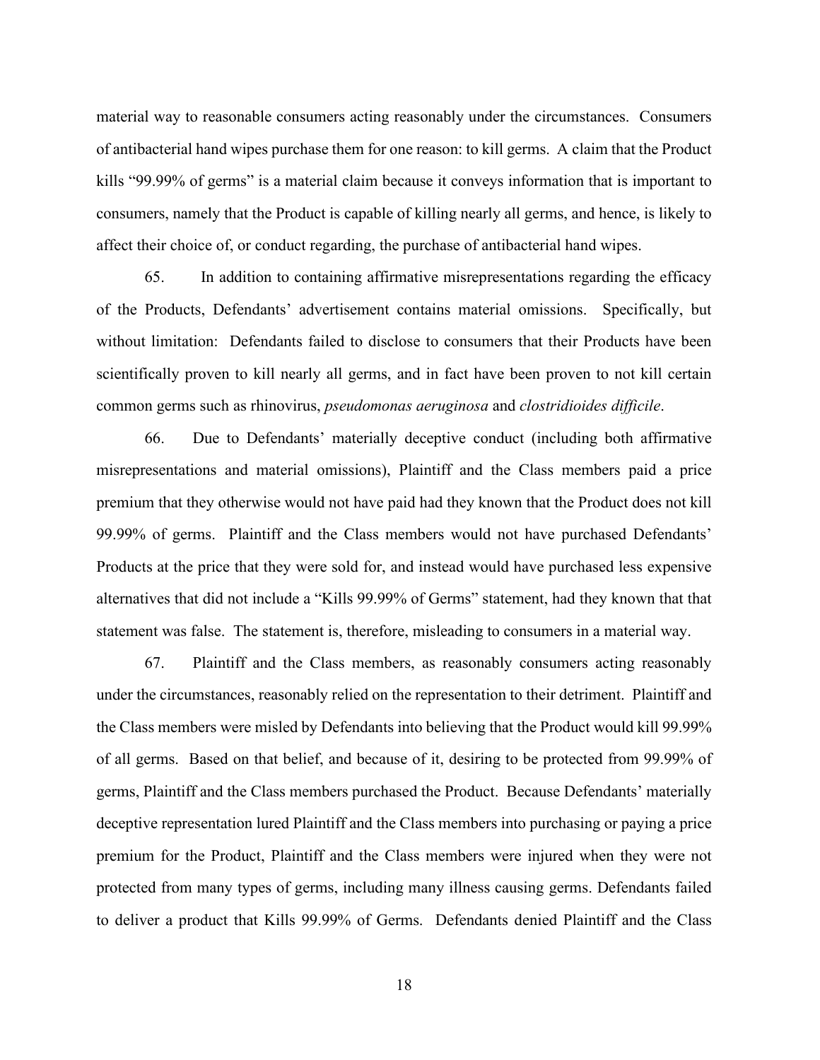material way to reasonable consumers acting reasonably under the circumstances. Consumers of antibacterial hand wipes purchase them for one reason: to kill germs. A claim that the Product kills "99.99% of germs" is a material claim because it conveys information that is important to consumers, namely that the Product is capable of killing nearly all germs, and hence, is likely to affect their choice of, or conduct regarding, the purchase of antibacterial hand wipes.

65. In addition to containing affirmative misrepresentations regarding the efficacy of the Products, Defendants' advertisement contains material omissions. Specifically, but without limitation: Defendants failed to disclose to consumers that their Products have been scientifically proven to kill nearly all germs, and in fact have been proven to not kill certain common germs such as rhinovirus, *pseudomonas aeruginosa* and *clostridioides difficile*.

66. Due to Defendants' materially deceptive conduct (including both affirmative misrepresentations and material omissions), Plaintiff and the Class members paid a price premium that they otherwise would not have paid had they known that the Product does not kill 99.99% of germs. Plaintiff and the Class members would not have purchased Defendants' Products at the price that they were sold for, and instead would have purchased less expensive alternatives that did not include a "Kills 99.99% of Germs" statement, had they known that that statement was false. The statement is, therefore, misleading to consumers in a material way.

67. Plaintiff and the Class members, as reasonably consumers acting reasonably under the circumstances, reasonably relied on the representation to their detriment. Plaintiff and the Class members were misled by Defendants into believing that the Product would kill 99.99% of all germs. Based on that belief, and because of it, desiring to be protected from 99.99% of germs, Plaintiff and the Class members purchased the Product. Because Defendants' materially deceptive representation lured Plaintiff and the Class members into purchasing or paying a price premium for the Product, Plaintiff and the Class members were injured when they were not protected from many types of germs, including many illness causing germs. Defendants failed to deliver a product that Kills 99.99% of Germs. Defendants denied Plaintiff and the Class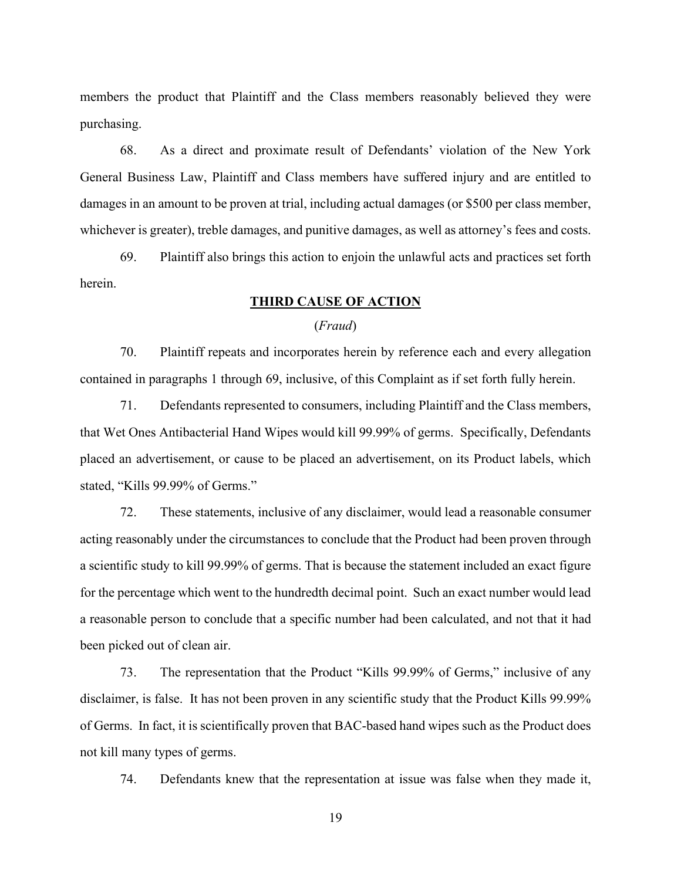members the product that Plaintiff and the Class members reasonably believed they were purchasing.

68. As a direct and proximate result of Defendants' violation of the New York General Business Law, Plaintiff and Class members have suffered injury and are entitled to damages in an amount to be proven at trial, including actual damages (or $500 per class member, whichever is greater), treble damages, and punitive damages, as well as attorney's fees and costs.

69. Plaintiff also brings this action to enjoin the unlawful acts and practices set forth herein.

**THIRD CAUSE OF ACTION**

(*Fraud*)

70. Plaintiff repeats and incorporates herein by reference each and every allegation contained in paragraphs 1 through 69, inclusive, of this Complaint as if set forth fully herein.

71. Defendants represented to consumers, including Plaintiff and the Class members, that Wet Ones Antibacterial Hand Wipes would kill 99.99% of germs. Specifically, Defendants placed an advertisement, or cause to be placed an advertisement, on its Product labels, which stated, "Kills 99.99% of Germs."

72. These statements, inclusive of any disclaimer, would lead a reasonable consumer acting reasonably under the circumstances to conclude that the Product had been proven through a scientific study to kill 99.99% of germs. That is because the statement included an exact figure for the percentage which went to the hundredth decimal point. Such an exact number would lead a reasonable person to conclude that a specific number had been calculated, and not that it had been picked out of clean air.

73. The representation that the Product "Kills 99.99% of Germs," inclusive of any disclaimer, is false. It has not been proven in any scientific study that the Product Kills 99.99% of Germs. In fact, it is scientifically proven that BAC-based hand wipes such as the Product does not kill many types of germs.

74. Defendants knew that the representation at issue was false when they made it,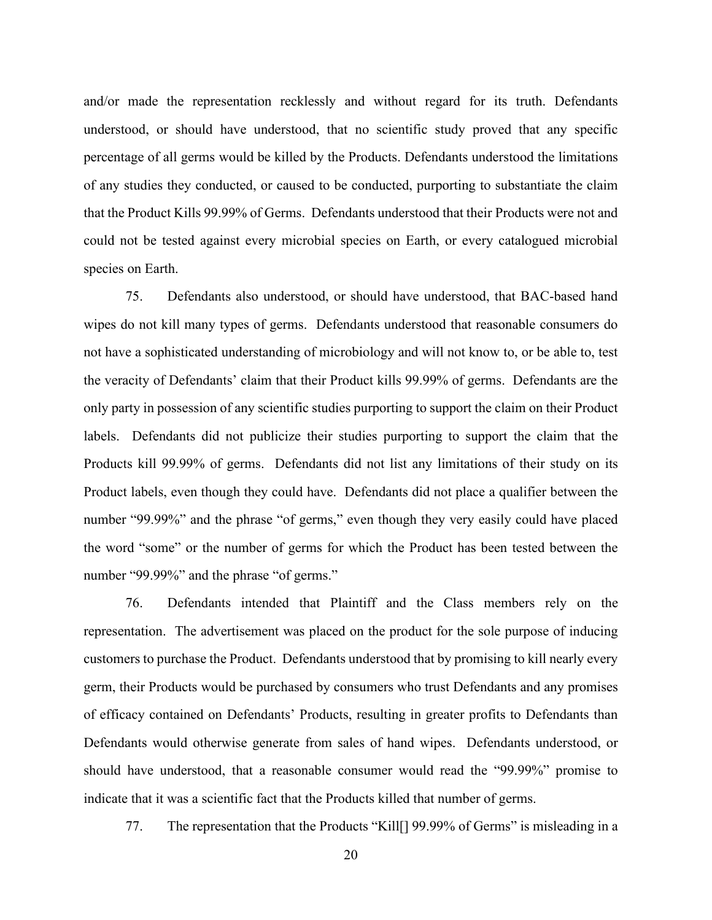and/or made the representation recklessly and without regard for its truth. Defendants understood, or should have understood, that no scientific study proved that any specific percentage of all germs would be killed by the Products. Defendants understood the limitations of any studies they conducted, or caused to be conducted, purporting to substantiate the claim that the Product Kills 99.99% of Germs. Defendants understood that their Products were not and could not be tested against every microbial species on Earth, or every catalogued microbial species on Earth.

75. Defendants also understood, or should have understood, that BAC-based hand wipes do not kill many types of germs. Defendants understood that reasonable consumers do not have a sophisticated understanding of microbiology and will not know to, or be able to, test the veracity of Defendants' claim that their Product kills 99.99% of germs. Defendants are the only party in possession of any scientific studies purporting to support the claim on their Product labels. Defendants did not publicize their studies purporting to support the claim that the Products kill 99.99% of germs. Defendants did not list any limitations of their study on its Product labels, even though they could have. Defendants did not place a qualifier between the number "99.99%" and the phrase "of germs," even though they very easily could have placed the word "some" or the number of germs for which the Product has been tested between the number "99.99%" and the phrase "of germs."

76. Defendants intended that Plaintiff and the Class members rely on the representation. The advertisement was placed on the product for the sole purpose of inducing customers to purchase the Product. Defendants understood that by promising to kill nearly every germ, their Products would be purchased by consumers who trust Defendants and any promises of efficacy contained on Defendants' Products, resulting in greater profits to Defendants than Defendants would otherwise generate from sales of hand wipes. Defendants understood, or should have understood, that a reasonable consumer would read the "99.99%" promise to indicate that it was a scientific fact that the Products killed that number of germs.

77. The representation that the Products "Kill[] 99.99% of Germs" is misleading in a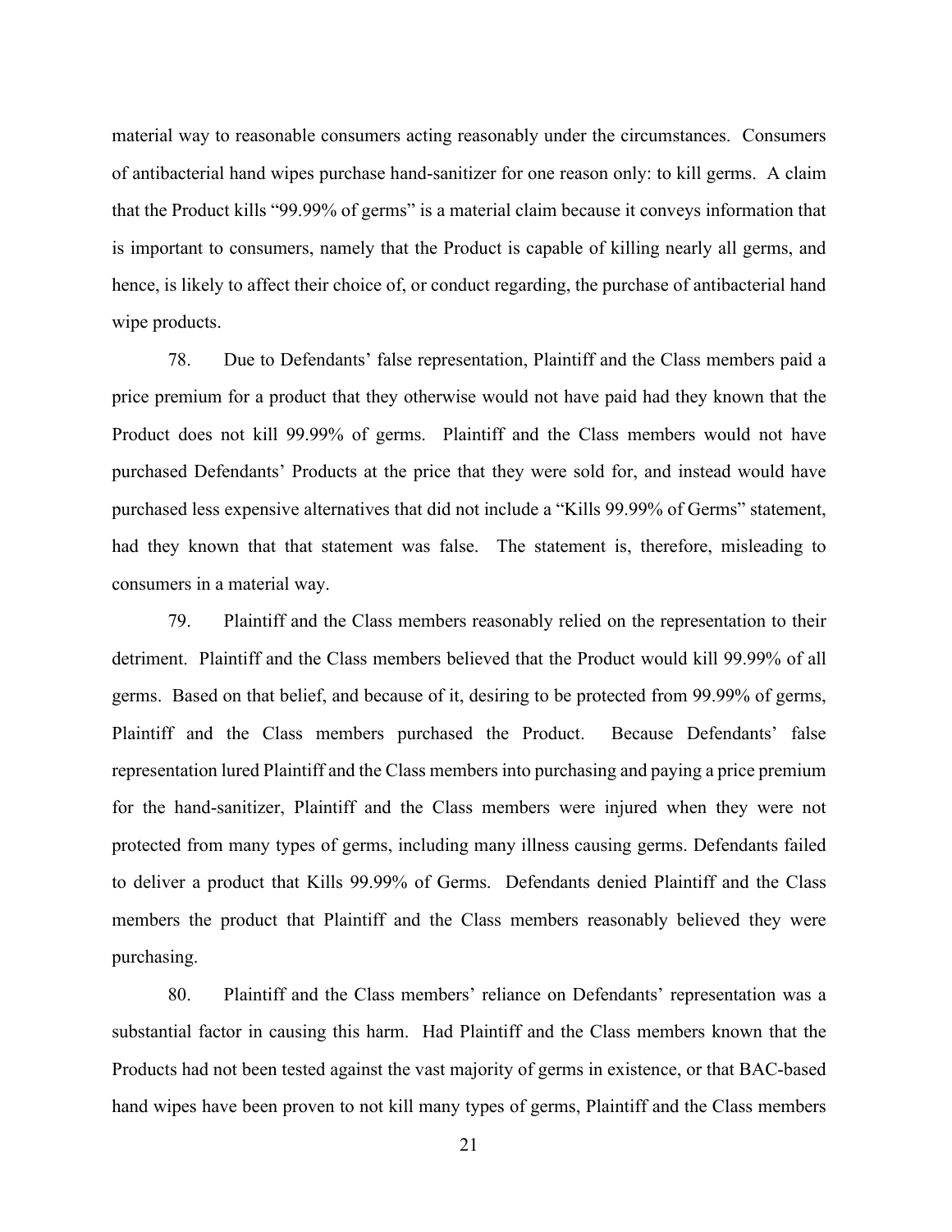material way to reasonable consumers acting reasonably under the circumstances. Consumers of antibacterial hand wipes purchase hand-sanitizer for one reason only: to kill germs. A claim that the Product kills "99.99% of germs" is a material claim because it conveys information that is important to consumers, namely that the Product is capable of killing nearly all germs, and hence, is likely to affect their choice of, or conduct regarding, the purchase of antibacterial hand wipe products.

78. Due to Defendants' false representation, Plaintiff and the Class members paid a price premium for a product that they otherwise would not have paid had they known that the Product does not kill 99.99% of germs. Plaintiff and the Class members would not have purchased Defendants' Products at the price that they were sold for, and instead would have purchased less expensive alternatives that did not include a "Kills 99.99% of Germs" statement, had they known that that statement was false. The statement is, therefore, misleading to consumers in a material way.

79. Plaintiff and the Class members reasonably relied on the representation to their detriment. Plaintiff and the Class members believed that the Product would kill 99.99% of all germs. Based on that belief, and because of it, desiring to be protected from 99.99% of germs, Plaintiff and the Class members purchased the Product. Because Defendants' false representation lured Plaintiff and the Class members into purchasing and paying a price premium for the hand-sanitizer, Plaintiff and the Class members were injured when they were not protected from many types of germs, including many illness causing germs. Defendants failed to deliver a product that Kills 99.99% of Germs. Defendants denied Plaintiff and the Class members the product that Plaintiff and the Class members reasonably believed they were purchasing.

80. Plaintiff and the Class members' reliance on Defendants' representation was a substantial factor in causing this harm. Had Plaintiff and the Class members known that the Products had not been tested against the vast majority of germs in existence, or that BAC-based hand wipes have been proven to not kill many types of germs, Plaintiff and the Class members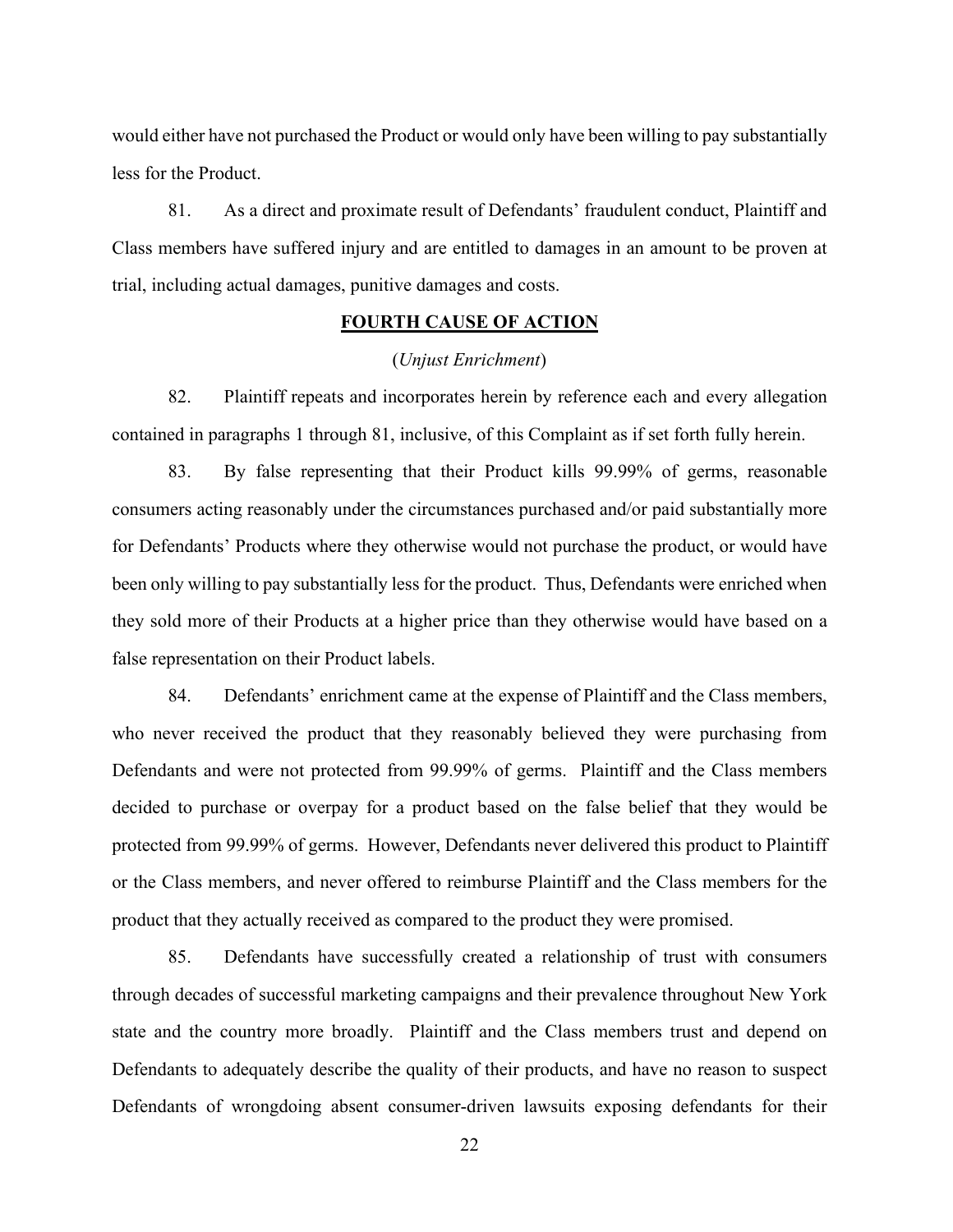would either have not purchased the Product or would only have been willing to pay substantially less for the Product.

81. As a direct and proximate result of Defendants' fraudulent conduct, Plaintiff and Class members have suffered injury and are entitled to damages in an amount to be proven at trial, including actual damages, punitive damages and costs.

**FOURTH CAUSE OF ACTION**

(*Unjust Enrichment*)

82. Plaintiff repeats and incorporates herein by reference each and every allegation contained in paragraphs 1 through 81, inclusive, of this Complaint as if set forth fully herein.

83. By false representing that their Product kills 99.99% of germs, reasonable consumers acting reasonably under the circumstances purchased and/or paid substantially more for Defendants' Products where they otherwise would not purchase the product, or would have been only willing to pay substantially less for the product. Thus, Defendants were enriched when they sold more of their Products at a higher price than they otherwise would have based on a false representation on their Product labels.

84. Defendants' enrichment came at the expense of Plaintiff and the Class members, who never received the product that they reasonably believed they were purchasing from Defendants and were not protected from 99.99% of germs. Plaintiff and the Class members decided to purchase or overpay for a product based on the false belief that they would be protected from 99.99% of germs. However, Defendants never delivered this product to Plaintiff or the Class members, and never offered to reimburse Plaintiff and the Class members for the product that they actually received as compared to the product they were promised.

85. Defendants have successfully created a relationship of trust with consumers through decades of successful marketing campaigns and their prevalence throughout New York state and the country more broadly. Plaintiff and the Class members trust and depend on Defendants to adequately describe the quality of their products, and have no reason to suspect Defendants of wrongdoing absent consumer-driven lawsuits exposing defendants for their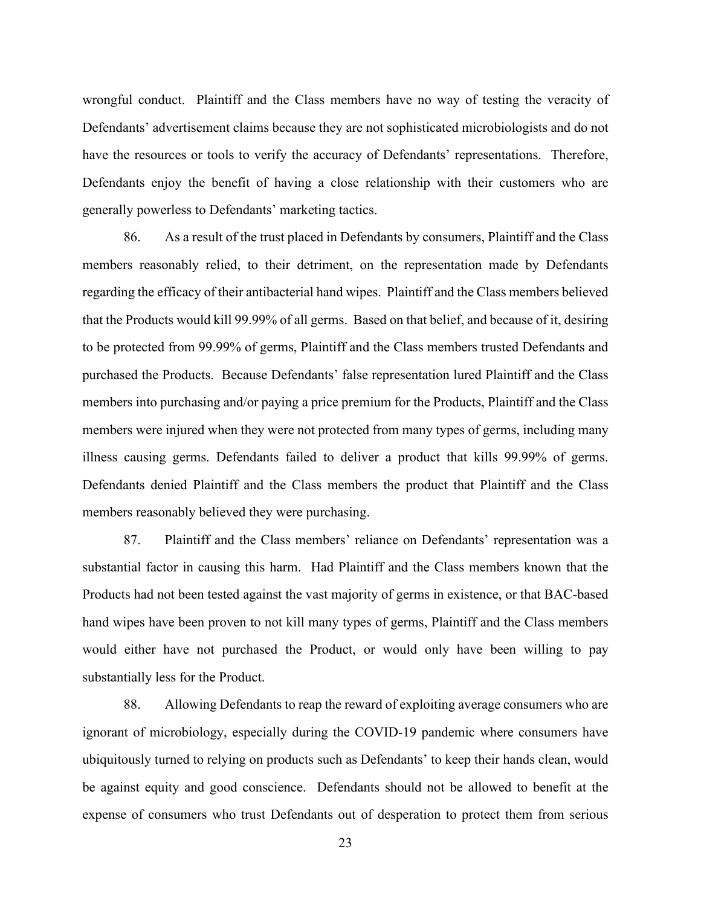wrongful conduct. Plaintiff and the Class members have no way of testing the veracity of Defendants' advertisement claims because they are not sophisticated microbiologists and do not have the resources or tools to verify the accuracy of Defendants' representations. Therefore, Defendants enjoy the benefit of having a close relationship with their customers who are generally powerless to Defendants' marketing tactics.

86. As a result of the trust placed in Defendants by consumers, Plaintiff and the Class members reasonably relied, to their detriment, on the representation made by Defendants regarding the efficacy of their antibacterial hand wipes. Plaintiff and the Class members believed that the Products would kill 99.99% of all germs. Based on that belief, and because of it, desiring to be protected from 99.99% of germs, Plaintiff and the Class members trusted Defendants and purchased the Products. Because Defendants' false representation lured Plaintiff and the Class members into purchasing and/or paying a price premium for the Products, Plaintiff and the Class members were injured when they were not protected from many types of germs, including many illness causing germs. Defendants failed to deliver a product that kills 99.99% of germs. Defendants denied Plaintiff and the Class members the product that Plaintiff and the Class members reasonably believed they were purchasing.

87. Plaintiff and the Class members' reliance on Defendants' representation was a substantial factor in causing this harm. Had Plaintiff and the Class members known that the Products had not been tested against the vast majority of germs in existence, or that BAC-based hand wipes have been proven to not kill many types of germs, Plaintiff and the Class members would either have not purchased the Product, or would only have been willing to pay substantially less for the Product.

88. Allowing Defendants to reap the reward of exploiting average consumers who are ignorant of microbiology, especially during the COVID-19 pandemic where consumers have ubiquitously turned to relying on products such as Defendants' to keep their hands clean, would be against equity and good conscience. Defendants should not be allowed to benefit at the expense of consumers who trust Defendants out of desperation to protect them from serious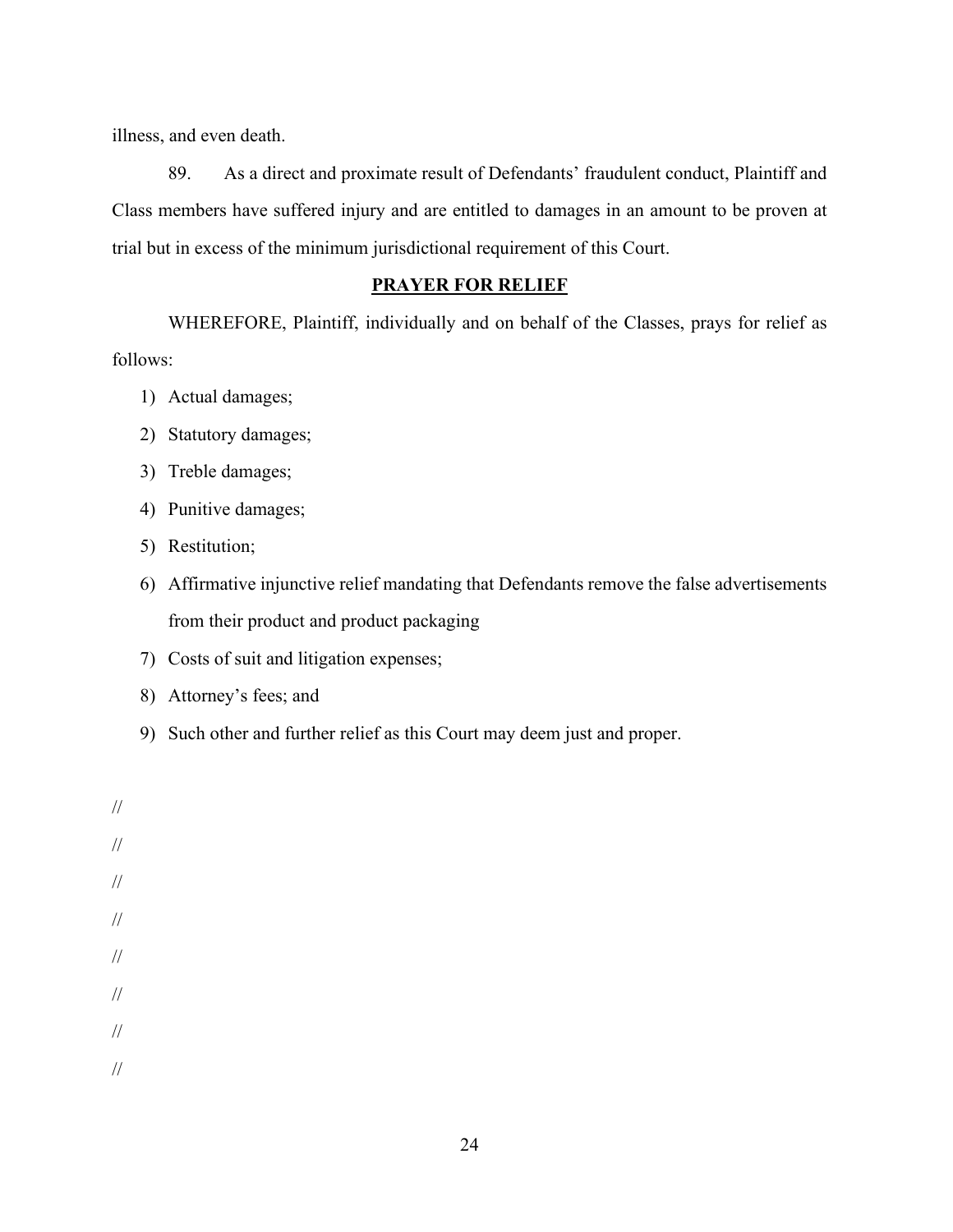illness, and even death.

89. As a direct and proximate result of Defendants' fraudulent conduct, Plaintiff and Class members have suffered injury and are entitled to damages in an amount to be proven at trial but in excess of the minimum jurisdictional requirement of this Court.

## PRAYER FOR RELIEF

WHEREFORE, Plaintiff, individually and on behalf of the Classes, prays for relief as follows:

1) Actual damages;
2) Statutory damages;
3) Treble damages;
4) Punitive damages;
5) Restitution;
6) Affirmative injunctive relief mandating that Defendants remove the false advertisements from their product and product packaging
7) Costs of suit and litigation expenses;
8) Attorney's fees; and
9) Such other and further relief as this Court may deem just and proper.

//

//

//

//

//

//

//

//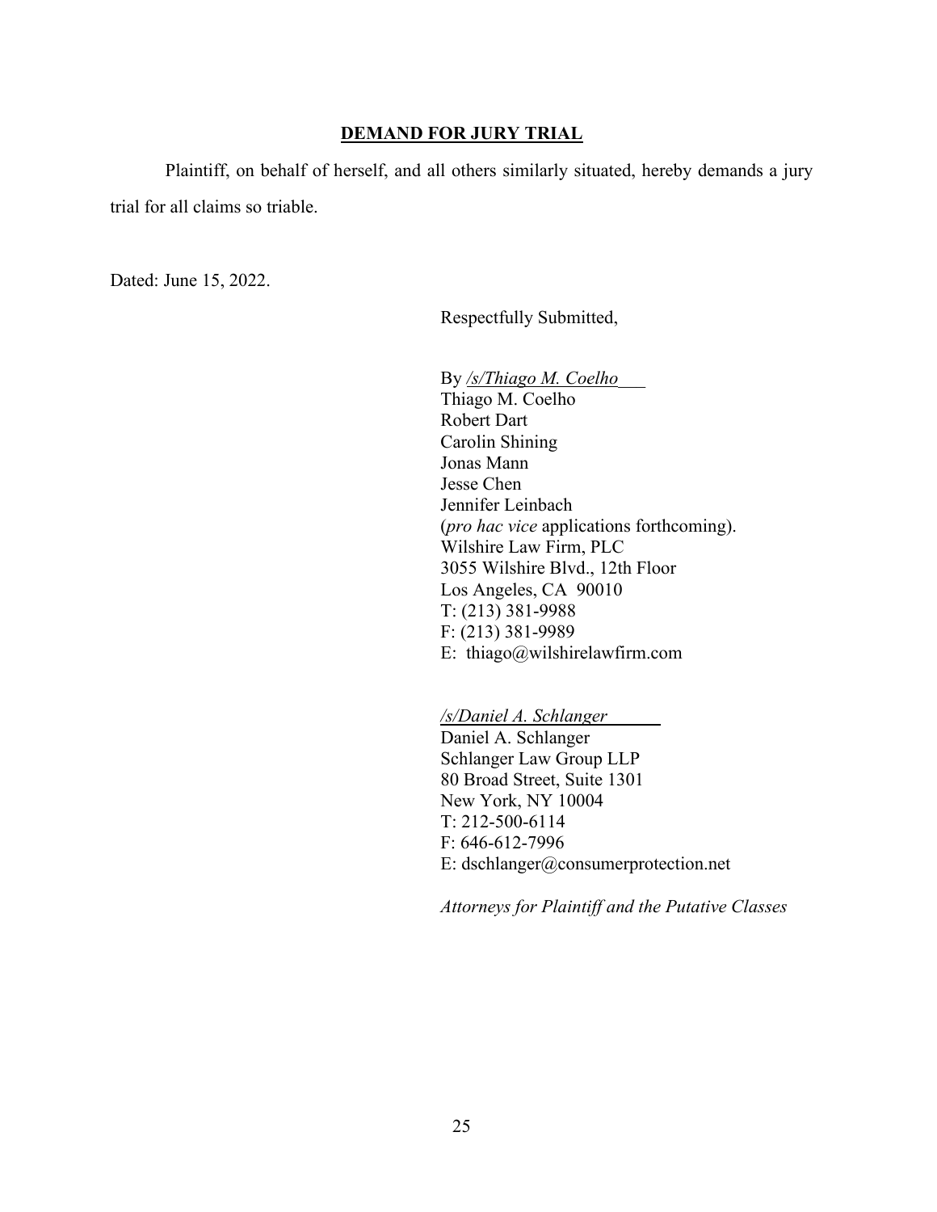## DEMAND FOR JURY TRIAL

Plaintiff, on behalf of herself, and all others similarly situated, hereby demands a jury trial for all claims so triable.

Dated: June 15, 2022.

Respectfully Submitted,

By */s/Thiago M. Coelho*  
Thiago M. Coelho  
Robert Dart  
Carolin Shining  
Jonas Mann  
Jesse Chen  
Jennifer Leinbach  
(*pro hac vice* applications forthcoming).  
Wilshire Law Firm, PLC  
3055 Wilshire Blvd., 12th Floor  
Los Angeles, CA 90010  
T: (213) 381-9988  
F: (213) 381-9989  
E: thiago@wilshirelawfirm.com

*/s/Daniel A. Schlanger*  
Daniel A. Schlanger  
Schlanger Law Group LLP  
80 Broad Street, Suite 1301  
New York, NY 10004  
T: 212-500-6114  
F: 646-612-7996  
E: dschlanger@consumerprotection.net

*Attorneys for Plaintiff and the Putative Classes*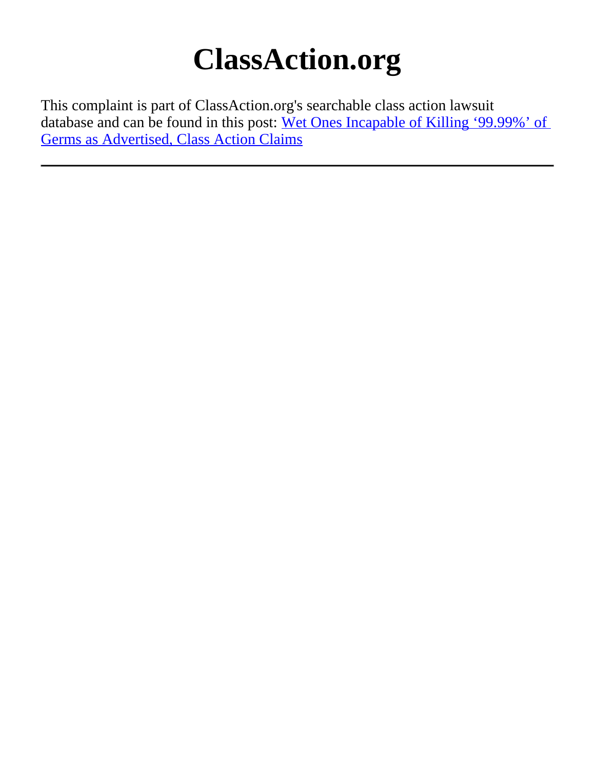# ClassAction.org

This complaint is part of ClassAction.org's searchable class action lawsuit database and can be found in this post: [Wet Ones Incapable of Killing '99.99%' of Germs as Advertised, Class Action Claims]

---